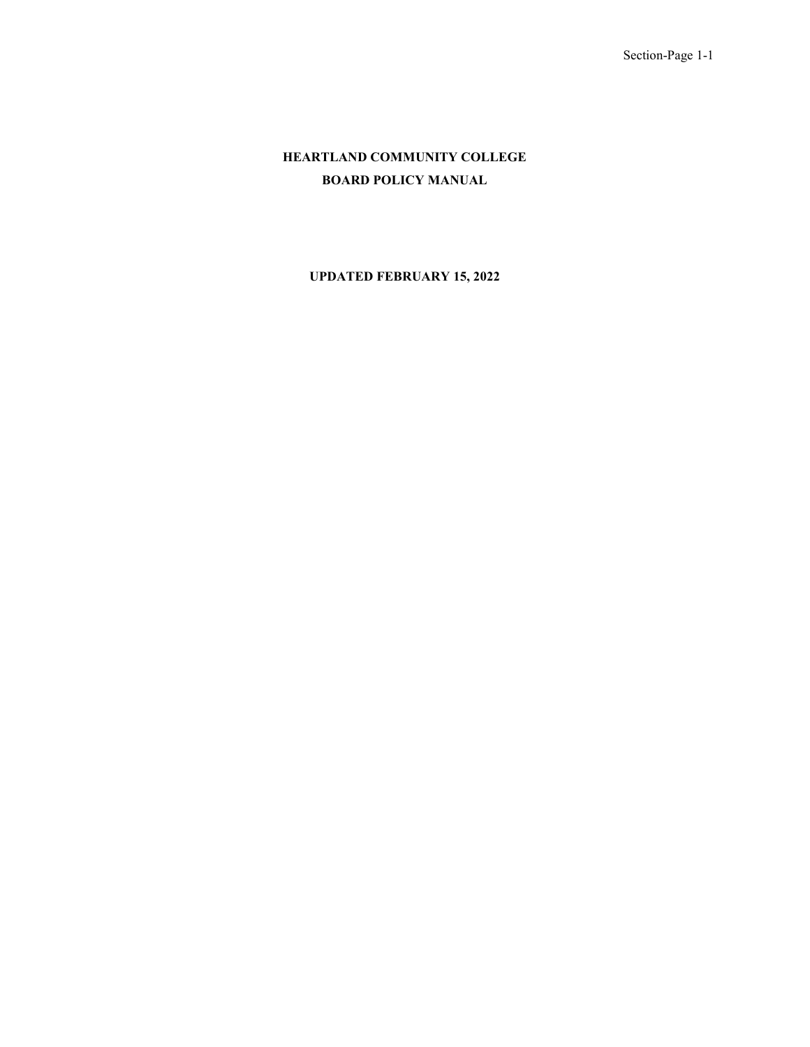# HEARTLAND COMMUNITY COLLEGE
# BOARD POLICY MANUAL

**UPDATED FEBRUARY 15, 2022**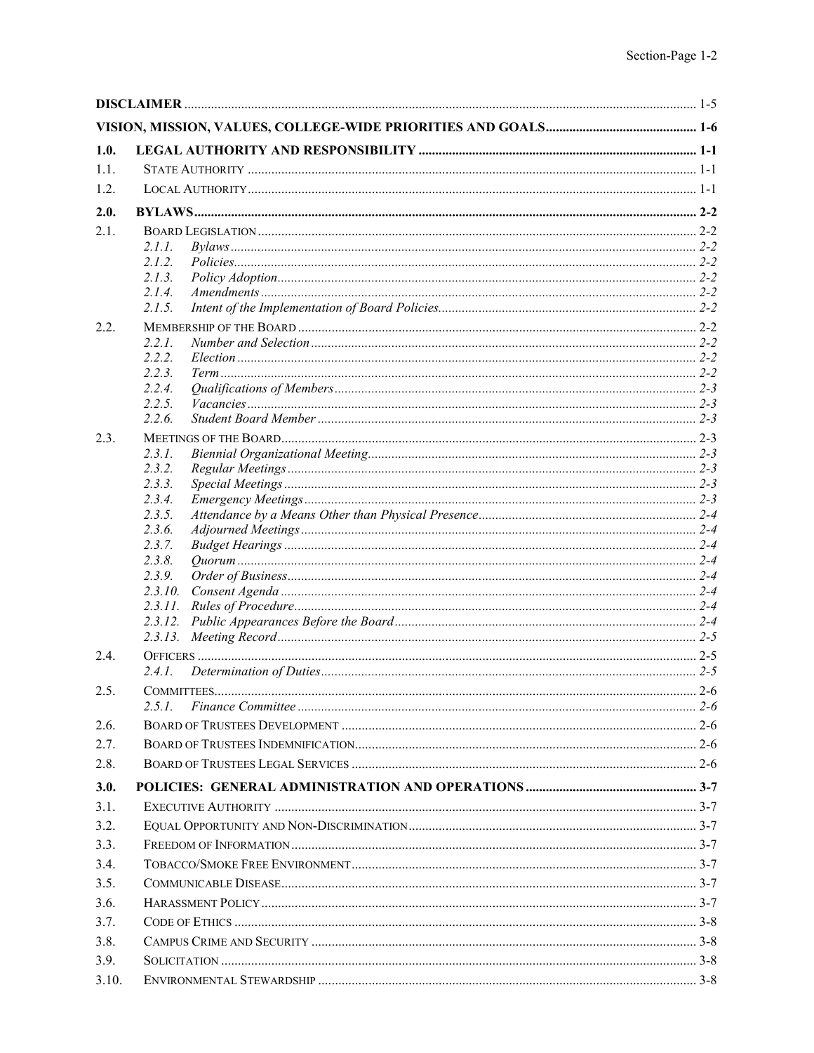| | | |
|---|---|---|
| **DISCLAIMER** | | 1-5 |
| **VISION, MISSION, VALUES, COLLEGE-WIDE PRIORITIES AND GOALS** | | **1-6** |
| **1.0.** | **LEGAL AUTHORITY AND RESPONSIBILITY** | **1-1** |
| 1.1. | STATE AUTHORITY | 1-1 |
| 1.2. | LOCAL AUTHORITY | 1-1 |
| **2.0.** | **BYLAWS** | **2-2** |
| 2.1. | BOARD LEGISLATION | 2-2 |
| | *2.1.1. Bylaws* | *2-2* |
| | *2.1.2. Policies* | *2-2* |
| | *2.1.3. Policy Adoption* | *2-2* |
| | *2.1.4. Amendments* | *2-2* |
| | *2.1.5. Intent of the Implementation of Board Policies* | *2-2* |
| 2.2. | MEMBERSHIP OF THE BOARD | 2-2 |
| | *2.2.1. Number and Selection* | *2-2* |
| | *2.2.2. Election* | *2-2* |
| | *2.2.3. Term* | *2-2* |
| | *2.2.4. Qualifications of Members* | *2-3* |
| | *2.2.5. Vacancies* | *2-3* |
| | *2.2.6. Student Board Member* | *2-3* |
| 2.3. | MEETINGS OF THE BOARD | 2-3 |
| | *2.3.1. Biennial Organizational Meeting* | *2-3* |
| | *2.3.2. Regular Meetings* | *2-3* |
| | *2.3.3. Special Meetings* | *2-3* |
| | *2.3.4. Emergency Meetings* | *2-3* |
| | *2.3.5. Attendance by a Means Other than Physical Presence* | *2-4* |
| | *2.3.6. Adjourned Meetings* | *2-4* |
| | *2.3.7. Budget Hearings* | *2-4* |
| | *2.3.8. Quorum* | *2-4* |
| | *2.3.9. Order of Business* | *2-4* |
| | *2.3.10. Consent Agenda* | *2-4* |
| | *2.3.11. Rules of Procedure* | *2-4* |
| | *2.3.12. Public Appearances Before the Board* | *2-4* |
| | *2.3.13. Meeting Record* | *2-5* |
| 2.4. | OFFICERS | 2-5 |
| | *2.4.1. Determination of Duties* | *2-5* |
| 2.5. | COMMITTEES | 2-6 |
| | *2.5.1. Finance Committee* | *2-6* |
| 2.6. | BOARD OF TRUSTEES DEVELOPMENT | 2-6 |
| 2.7. | BOARD OF TRUSTEES INDEMNIFICATION | 2-6 |
| 2.8. | BOARD OF TRUSTEES LEGAL SERVICES | 2-6 |
| **3.0.** | **POLICIES: GENERAL ADMINISTRATION AND OPERATIONS** | **3-7** |
| 3.1. | EXECUTIVE AUTHORITY | 3-7 |
| 3.2. | EQUAL OPPORTUNITY AND NON-DISCRIMINATION | 3-7 |
| 3.3. | FREEDOM OF INFORMATION | 3-7 |
| 3.4. | TOBACCO/SMOKE FREE ENVIRONMENT | 3-7 |
| 3.5. | COMMUNICABLE DISEASE | 3-7 |
| 3.6. | HARASSMENT POLICY | 3-7 |
| 3.7. | CODE OF ETHICS | 3-8 |
| 3.8. | CAMPUS CRIME AND SECURITY | 3-8 |
| 3.9. | SOLICITATION | 3-8 |
| 3.10. | ENVIRONMENTAL STEWARDSHIP | 3-8 |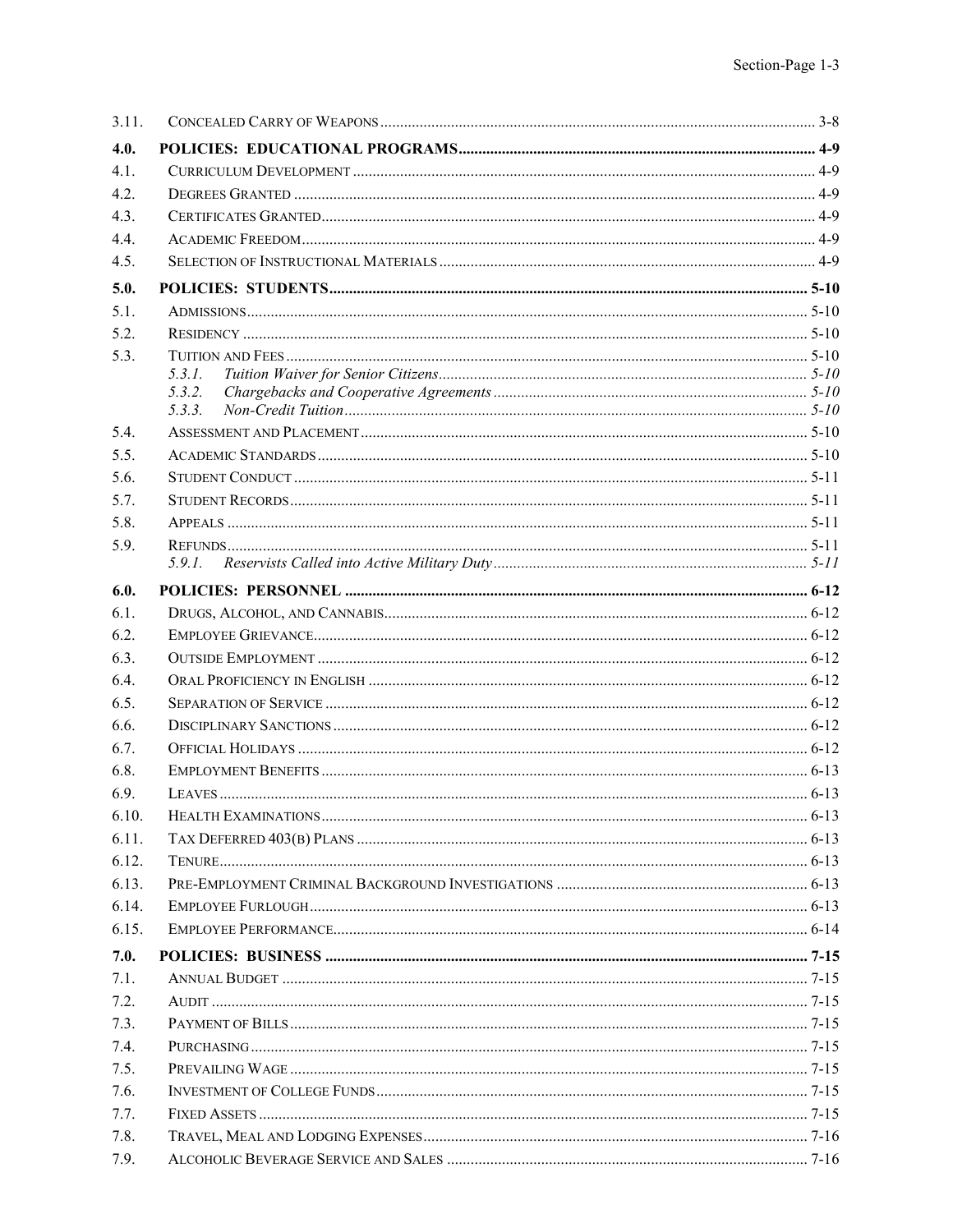| | | |
|---|---|---|
| 3.11. | Concealed Carry of Weapons | 3-8 |
| **4.0.** | **POLICIES: EDUCATIONAL PROGRAMS** | **4-9** |
| 4.1. | Curriculum Development | 4-9 |
| 4.2. | Degrees Granted | 4-9 |
| 4.3. | Certificates Granted | 4-9 |
| 4.4. | Academic Freedom | 4-9 |
| 4.5. | Selection of Instructional Materials | 4-9 |
| **5.0.** | **POLICIES: STUDENTS** | **5-10** |
| 5.1. | Admissions | 5-10 |
| 5.2. | Residency | 5-10 |
| 5.3. | Tuition and Fees | 5-10 |
| | *5.3.1. Tuition Waiver for Senior Citizens* | *5-10* |
| | *5.3.2. Chargebacks and Cooperative Agreements* | *5-10* |
| | *5.3.3. Non-Credit Tuition* | *5-10* |
| 5.4. | Assessment and Placement | 5-10 |
| 5.5. | Academic Standards | 5-10 |
| 5.6. | Student Conduct | 5-11 |
| 5.7. | Student Records | 5-11 |
| 5.8. | Appeals | 5-11 |
| 5.9. | Refunds | 5-11 |
| | *5.9.1. Reservists Called into Active Military Duty* | *5-11* |
| **6.0.** | **POLICIES: PERSONNEL** | **6-12** |
| 6.1. | Drugs, Alcohol, and Cannabis | 6-12 |
| 6.2. | Employee Grievance | 6-12 |
| 6.3. | Outside Employment | 6-12 |
| 6.4. | Oral Proficiency in English | 6-12 |
| 6.5. | Separation of Service | 6-12 |
| 6.6. | Disciplinary Sanctions | 6-12 |
| 6.7. | Official Holidays | 6-12 |
| 6.8. | Employment Benefits | 6-13 |
| 6.9. | Leaves | 6-13 |
| 6.10. | Health Examinations | 6-13 |
| 6.11. | Tax Deferred 403(b) Plans | 6-13 |
| 6.12. | Tenure | 6-13 |
| 6.13. | Pre-Employment Criminal Background Investigations | 6-13 |
| 6.14. | Employee Furlough | 6-13 |
| 6.15. | Employee Performance | 6-14 |
| **7.0.** | **POLICIES: BUSINESS** | **7-15** |
| 7.1. | Annual Budget | 7-15 |
| 7.2. | Audit | 7-15 |
| 7.3. | Payment of Bills | 7-15 |
| 7.4. | Purchasing | 7-15 |
| 7.5. | Prevailing Wage | 7-15 |
| 7.6. | Investment of College Funds | 7-15 |
| 7.7. | Fixed Assets | 7-15 |
| 7.8. | Travel, Meal and Lodging Expenses | 7-16 |
| 7.9. | Alcoholic Beverage Service and Sales | 7-16 |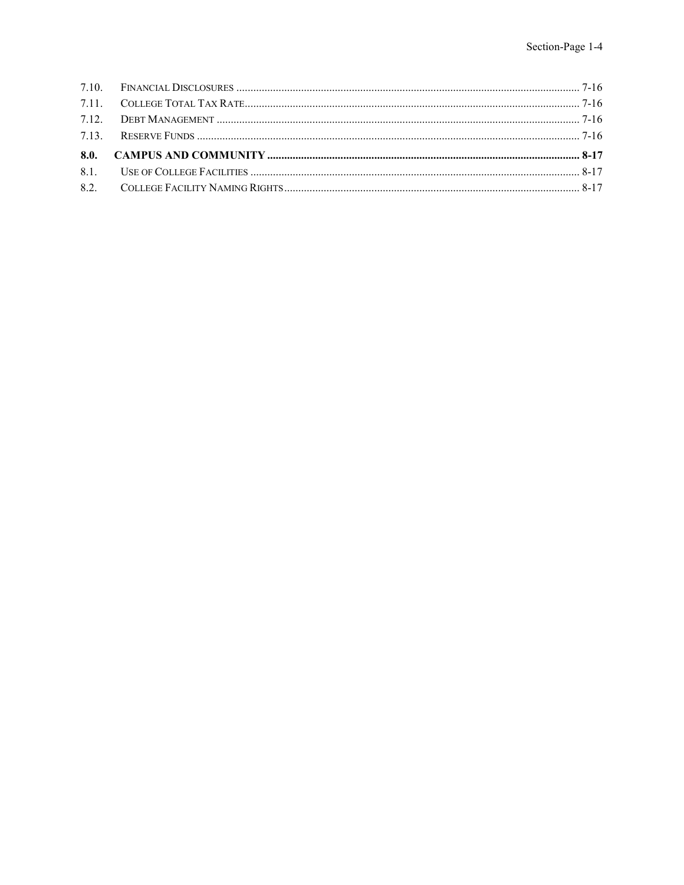| | | |
|---|---|---|
| 7.10. | Financial Disclosures | 7-16 |
| 7.11. | College Total Tax Rate | 7-16 |
| 7.12. | Debt Management | 7-16 |
| 7.13. | Reserve Funds | 7-16 |
| **8.0.** | **CAMPUS AND COMMUNITY** | **8-17** |
| 8.1. | Use of College Facilities | 8-17 |
| 8.2. | College Facility Naming Rights | 8-17 |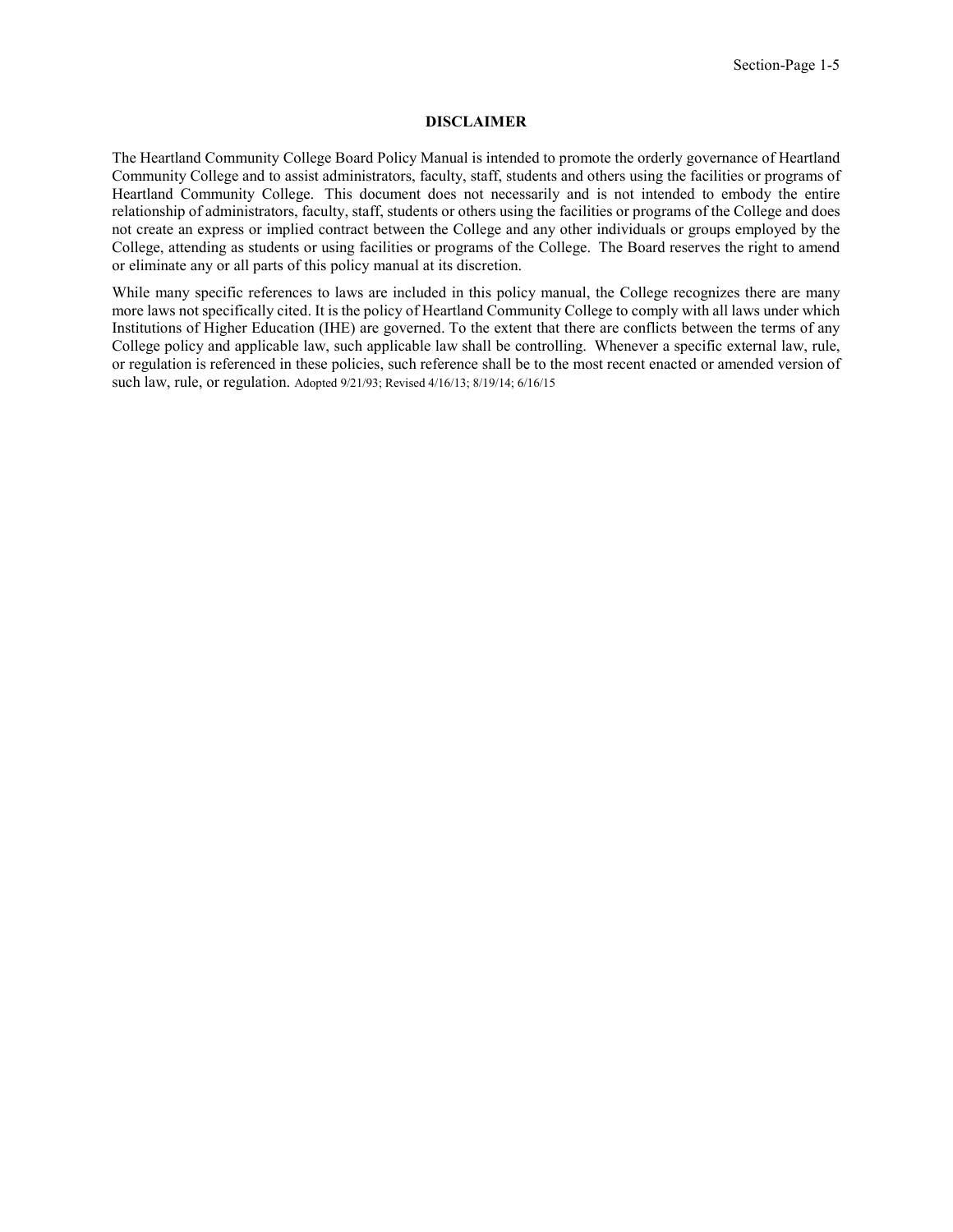## DISCLAIMER

The Heartland Community College Board Policy Manual is intended to promote the orderly governance of Heartland Community College and to assist administrators, faculty, staff, students and others using the facilities or programs of Heartland Community College. This document does not necessarily and is not intended to embody the entire relationship of administrators, faculty, staff, students or others using the facilities or programs of the College and does not create an express or implied contract between the College and any other individuals or groups employed by the College, attending as students or using facilities or programs of the College. The Board reserves the right to amend or eliminate any or all parts of this policy manual at its discretion.

While many specific references to laws are included in this policy manual, the College recognizes there are many more laws not specifically cited. It is the policy of Heartland Community College to comply with all laws under which Institutions of Higher Education (IHE) are governed. To the extent that there are conflicts between the terms of any College policy and applicable law, such applicable law shall be controlling. Whenever a specific external law, rule, or regulation is referenced in these policies, such reference shall be to the most recent enacted or amended version of such law, rule, or regulation. Adopted 9/21/93; Revised 4/16/13; 8/19/14; 6/16/15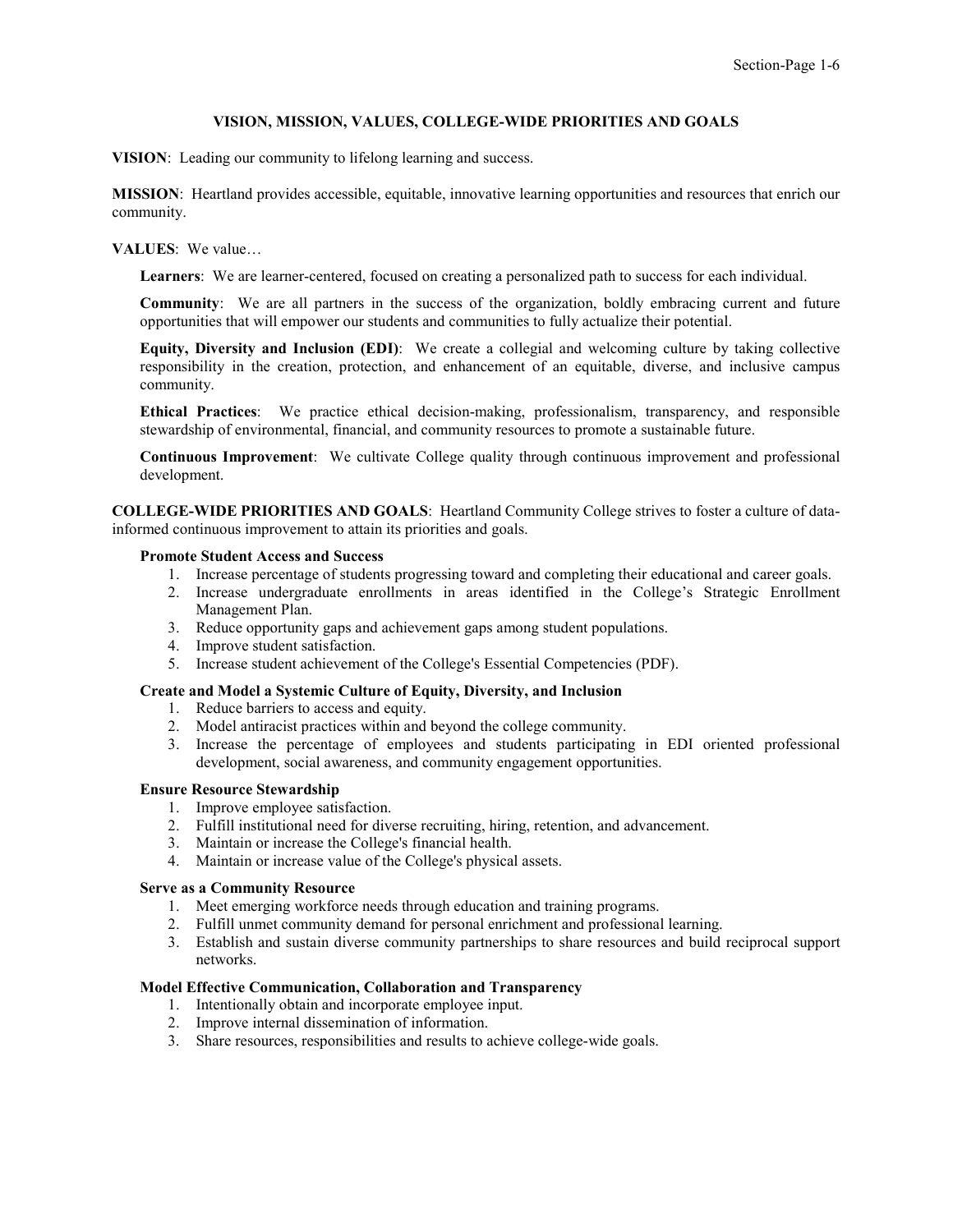# VISION, MISSION, VALUES, COLLEGE-WIDE PRIORITIES AND GOALS

**VISION**: Leading our community to lifelong learning and success.

**MISSION**: Heartland provides accessible, equitable, innovative learning opportunities and resources that enrich our community.

**VALUES**: We value…

**Learners**: We are learner-centered, focused on creating a personalized path to success for each individual.

**Community**: We are all partners in the success of the organization, boldly embracing current and future opportunities that will empower our students and communities to fully actualize their potential.

**Equity, Diversity and Inclusion (EDI)**: We create a collegial and welcoming culture by taking collective responsibility in the creation, protection, and enhancement of an equitable, diverse, and inclusive campus community.

**Ethical Practices**: We practice ethical decision-making, professionalism, transparency, and responsible stewardship of environmental, financial, and community resources to promote a sustainable future.

**Continuous Improvement**: We cultivate College quality through continuous improvement and professional development.

**COLLEGE-WIDE PRIORITIES AND GOALS**: Heartland Community College strives to foster a culture of data-informed continuous improvement to attain its priorities and goals.

### Promote Student Access and Success

1. Increase percentage of students progressing toward and completing their educational and career goals.
2. Increase undergraduate enrollments in areas identified in the College's Strategic Enrollment Management Plan.
3. Reduce opportunity gaps and achievement gaps among student populations.
4. Improve student satisfaction.
5. Increase student achievement of the College's Essential Competencies (PDF).

### Create and Model a Systemic Culture of Equity, Diversity, and Inclusion

1. Reduce barriers to access and equity.
2. Model antiracist practices within and beyond the college community.
3. Increase the percentage of employees and students participating in EDI oriented professional development, social awareness, and community engagement opportunities.

### Ensure Resource Stewardship

1. Improve employee satisfaction.
2. Fulfill institutional need for diverse recruiting, hiring, retention, and advancement.
3. Maintain or increase the College's financial health.
4. Maintain or increase value of the College's physical assets.

### Serve as a Community Resource

1. Meet emerging workforce needs through education and training programs.
2. Fulfill unmet community demand for personal enrichment and professional learning.
3. Establish and sustain diverse community partnerships to share resources and build reciprocal support networks.

### Model Effective Communication, Collaboration and Transparency

1. Intentionally obtain and incorporate employee input.
2. Improve internal dissemination of information.
3. Share resources, responsibilities and results to achieve college-wide goals.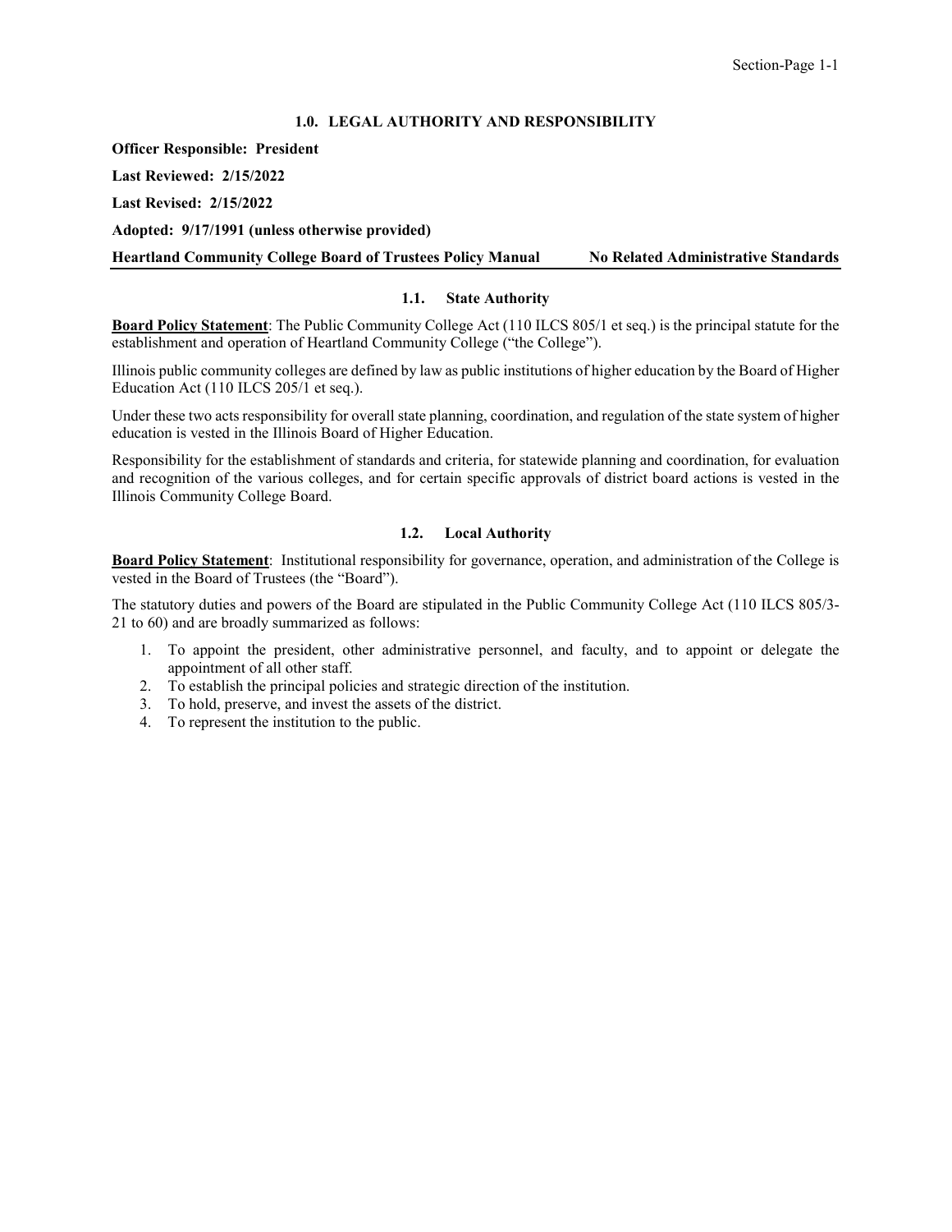## 1.0. LEGAL AUTHORITY AND RESPONSIBILITY

**Officer Responsible: President**

**Last Reviewed: 2/15/2022**

**Last Revised: 2/15/2022**

**Adopted: 9/17/1991 (unless otherwise provided)**

**Heartland Community College Board of Trustees Policy Manual** **No Related Administrative Standards**

### 1.1. State Authority

**Board Policy Statement**: The Public Community College Act (110 ILCS 805/1 et seq.) is the principal statute for the establishment and operation of Heartland Community College ("the College").

Illinois public community colleges are defined by law as public institutions of higher education by the Board of Higher Education Act (110 ILCS 205/1 et seq.).

Under these two acts responsibility for overall state planning, coordination, and regulation of the state system of higher education is vested in the Illinois Board of Higher Education.

Responsibility for the establishment of standards and criteria, for statewide planning and coordination, for evaluation and recognition of the various colleges, and for certain specific approvals of district board actions is vested in the Illinois Community College Board.

### 1.2. Local Authority

**Board Policy Statement**: Institutional responsibility for governance, operation, and administration of the College is vested in the Board of Trustees (the "Board").

The statutory duties and powers of the Board are stipulated in the Public Community College Act (110 ILCS 805/3-21 to 60) and are broadly summarized as follows:

1. To appoint the president, other administrative personnel, and faculty, and to appoint or delegate the appointment of all other staff.
2. To establish the principal policies and strategic direction of the institution.
3. To hold, preserve, and invest the assets of the district.
4. To represent the institution to the public.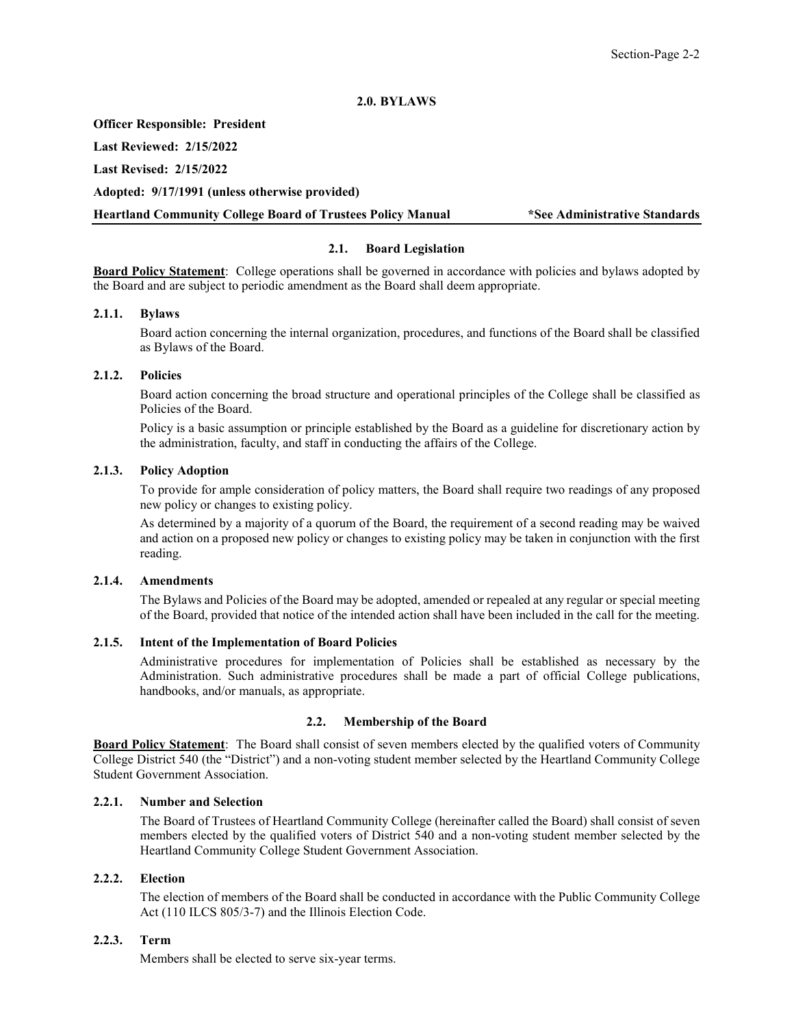## 2.0. BYLAWS

**Officer Responsible: President**

**Last Reviewed: 2/15/2022**

**Last Revised: 2/15/2022**

**Adopted: 9/17/1991 (unless otherwise provided)**

**Heartland Community College Board of Trustees Policy Manual** **\*See Administrative Standards**

### 2.1. Board Legislation

**Board Policy Statement**: College operations shall be governed in accordance with policies and bylaws adopted by the Board and are subject to periodic amendment as the Board shall deem appropriate.

#### 2.1.1. Bylaws

Board action concerning the internal organization, procedures, and functions of the Board shall be classified as Bylaws of the Board.

#### 2.1.2. Policies

Board action concerning the broad structure and operational principles of the College shall be classified as Policies of the Board.

Policy is a basic assumption or principle established by the Board as a guideline for discretionary action by the administration, faculty, and staff in conducting the affairs of the College.

#### 2.1.3. Policy Adoption

To provide for ample consideration of policy matters, the Board shall require two readings of any proposed new policy or changes to existing policy.

As determined by a majority of a quorum of the Board, the requirement of a second reading may be waived and action on a proposed new policy or changes to existing policy may be taken in conjunction with the first reading.

#### 2.1.4. Amendments

The Bylaws and Policies of the Board may be adopted, amended or repealed at any regular or special meeting of the Board, provided that notice of the intended action shall have been included in the call for the meeting.

#### 2.1.5. Intent of the Implementation of Board Policies

Administrative procedures for implementation of Policies shall be established as necessary by the Administration. Such administrative procedures shall be made a part of official College publications, handbooks, and/or manuals, as appropriate.

### 2.2. Membership of the Board

**Board Policy Statement**: The Board shall consist of seven members elected by the qualified voters of Community College District 540 (the "District") and a non-voting student member selected by the Heartland Community College Student Government Association.

#### 2.2.1. Number and Selection

The Board of Trustees of Heartland Community College (hereinafter called the Board) shall consist of seven members elected by the qualified voters of District 540 and a non-voting student member selected by the Heartland Community College Student Government Association.

#### 2.2.2. Election

The election of members of the Board shall be conducted in accordance with the Public Community College Act (110 ILCS 805/3-7) and the Illinois Election Code.

#### 2.2.3. Term

Members shall be elected to serve six-year terms.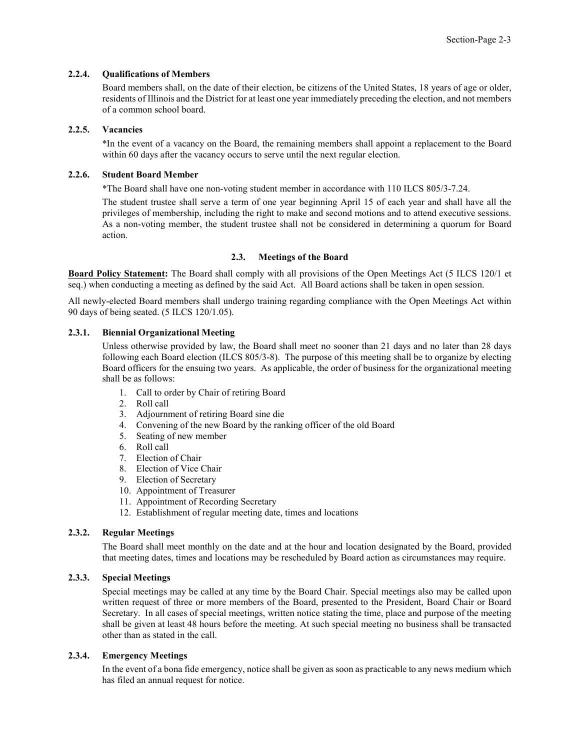#### 2.2.4. Qualifications of Members

Board members shall, on the date of their election, be citizens of the United States, 18 years of age or older, residents of Illinois and the District for at least one year immediately preceding the election, and not members of a common school board.

#### 2.2.5. Vacancies

*In the event of a vacancy on the Board, the remaining members shall appoint a replacement to the Board within 60 days after the vacancy occurs to serve until the next regular election.

#### 2.2.6. Student Board Member

*The Board shall have one non-voting student member in accordance with 110 ILCS 805/3-7.24.

The student trustee shall serve a term of one year beginning April 15 of each year and shall have all the privileges of membership, including the right to make and second motions and to attend executive sessions. As a non-voting member, the student trustee shall not be considered in determining a quorum for Board action.

### 2.3. Meetings of the Board

**Board Policy Statement:** The Board shall comply with all provisions of the Open Meetings Act (5 ILCS 120/1 et seq.) when conducting a meeting as defined by the said Act. All Board actions shall be taken in open session.

All newly-elected Board members shall undergo training regarding compliance with the Open Meetings Act within 90 days of being seated. (5 ILCS 120/1.05).

#### 2.3.1. Biennial Organizational Meeting

Unless otherwise provided by law, the Board shall meet no sooner than 21 days and no later than 28 days following each Board election (ILCS 805/3-8). The purpose of this meeting shall be to organize by electing Board officers for the ensuing two years. As applicable, the order of business for the organizational meeting shall be as follows:

1. Call to order by Chair of retiring Board
2. Roll call
3. Adjournment of retiring Board sine die
4. Convening of the new Board by the ranking officer of the old Board
5. Seating of new member
6. Roll call
7. Election of Chair
8. Election of Vice Chair
9. Election of Secretary
10. Appointment of Treasurer
11. Appointment of Recording Secretary
12. Establishment of regular meeting date, times and locations

#### 2.3.2. Regular Meetings

The Board shall meet monthly on the date and at the hour and location designated by the Board, provided that meeting dates, times and locations may be rescheduled by Board action as circumstances may require.

#### 2.3.3. Special Meetings

Special meetings may be called at any time by the Board Chair. Special meetings also may be called upon written request of three or more members of the Board, presented to the President, Board Chair or Board Secretary. In all cases of special meetings, written notice stating the time, place and purpose of the meeting shall be given at least 48 hours before the meeting. At such special meeting no business shall be transacted other than as stated in the call.

#### 2.3.4. Emergency Meetings

In the event of a bona fide emergency, notice shall be given as soon as practicable to any news medium which has filed an annual request for notice.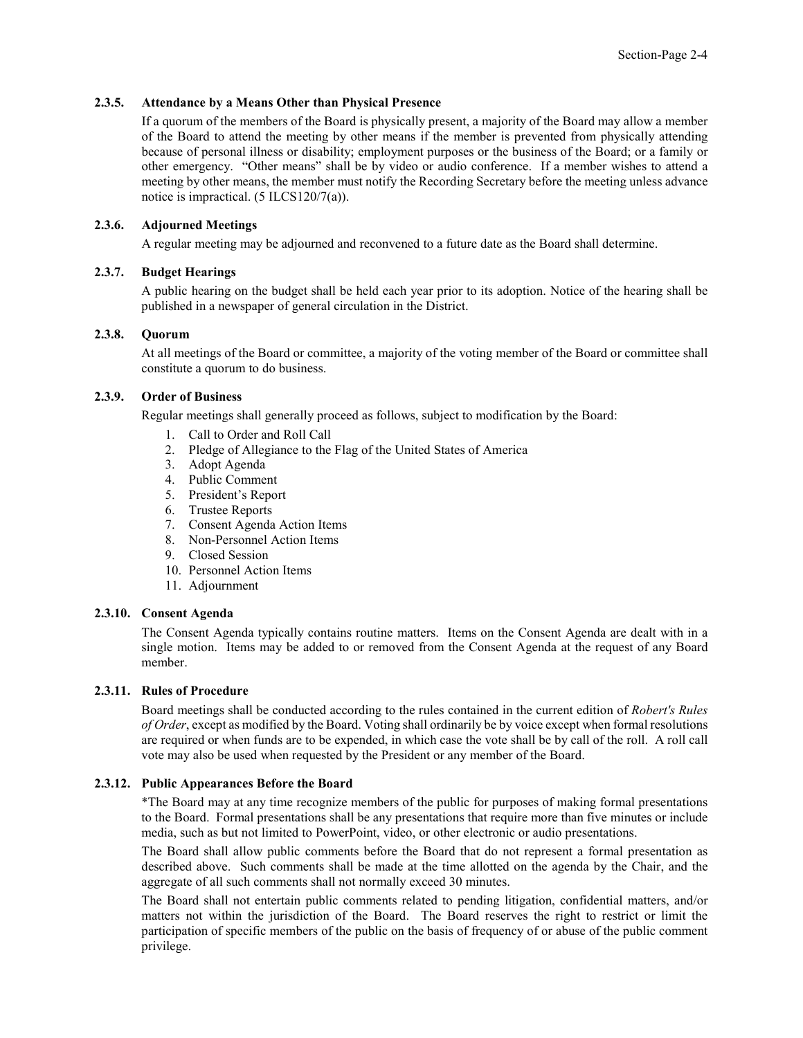### 2.3.5. Attendance by a Means Other than Physical Presence

If a quorum of the members of the Board is physically present, a majority of the Board may allow a member of the Board to attend the meeting by other means if the member is prevented from physically attending because of personal illness or disability; employment purposes or the business of the Board; or a family or other emergency. "Other means" shall be by video or audio conference. If a member wishes to attend a meeting by other means, the member must notify the Recording Secretary before the meeting unless advance notice is impractical. (5 ILCS120/7(a)).

### 2.3.6. Adjourned Meetings

A regular meeting may be adjourned and reconvened to a future date as the Board shall determine.

### 2.3.7. Budget Hearings

A public hearing on the budget shall be held each year prior to its adoption. Notice of the hearing shall be published in a newspaper of general circulation in the District.

### 2.3.8. Quorum

At all meetings of the Board or committee, a majority of the voting member of the Board or committee shall constitute a quorum to do business.

### 2.3.9. Order of Business

Regular meetings shall generally proceed as follows, subject to modification by the Board:

1. Call to Order and Roll Call
2. Pledge of Allegiance to the Flag of the United States of America
3. Adopt Agenda
4. Public Comment
5. President's Report
6. Trustee Reports
7. Consent Agenda Action Items
8. Non-Personnel Action Items
9. Closed Session
10. Personnel Action Items
11. Adjournment

### 2.3.10. Consent Agenda

The Consent Agenda typically contains routine matters. Items on the Consent Agenda are dealt with in a single motion. Items may be added to or removed from the Consent Agenda at the request of any Board member.

### 2.3.11. Rules of Procedure

Board meetings shall be conducted according to the rules contained in the current edition of *Robert's Rules of Order*, except as modified by the Board. Voting shall ordinarily be by voice except when formal resolutions are required or when funds are to be expended, in which case the vote shall be by call of the roll. A roll call vote may also be used when requested by the President or any member of the Board.

### 2.3.12. Public Appearances Before the Board

*The Board may at any time recognize members of the public for purposes of making formal presentations to the Board. Formal presentations shall be any presentations that require more than five minutes or include media, such as but not limited to PowerPoint, video, or other electronic or audio presentations.

The Board shall allow public comments before the Board that do not represent a formal presentation as described above. Such comments shall be made at the time allotted on the agenda by the Chair, and the aggregate of all such comments shall not normally exceed 30 minutes.

The Board shall not entertain public comments related to pending litigation, confidential matters, and/or matters not within the jurisdiction of the Board. The Board reserves the right to restrict or limit the participation of specific members of the public on the basis of frequency of or abuse of the public comment privilege.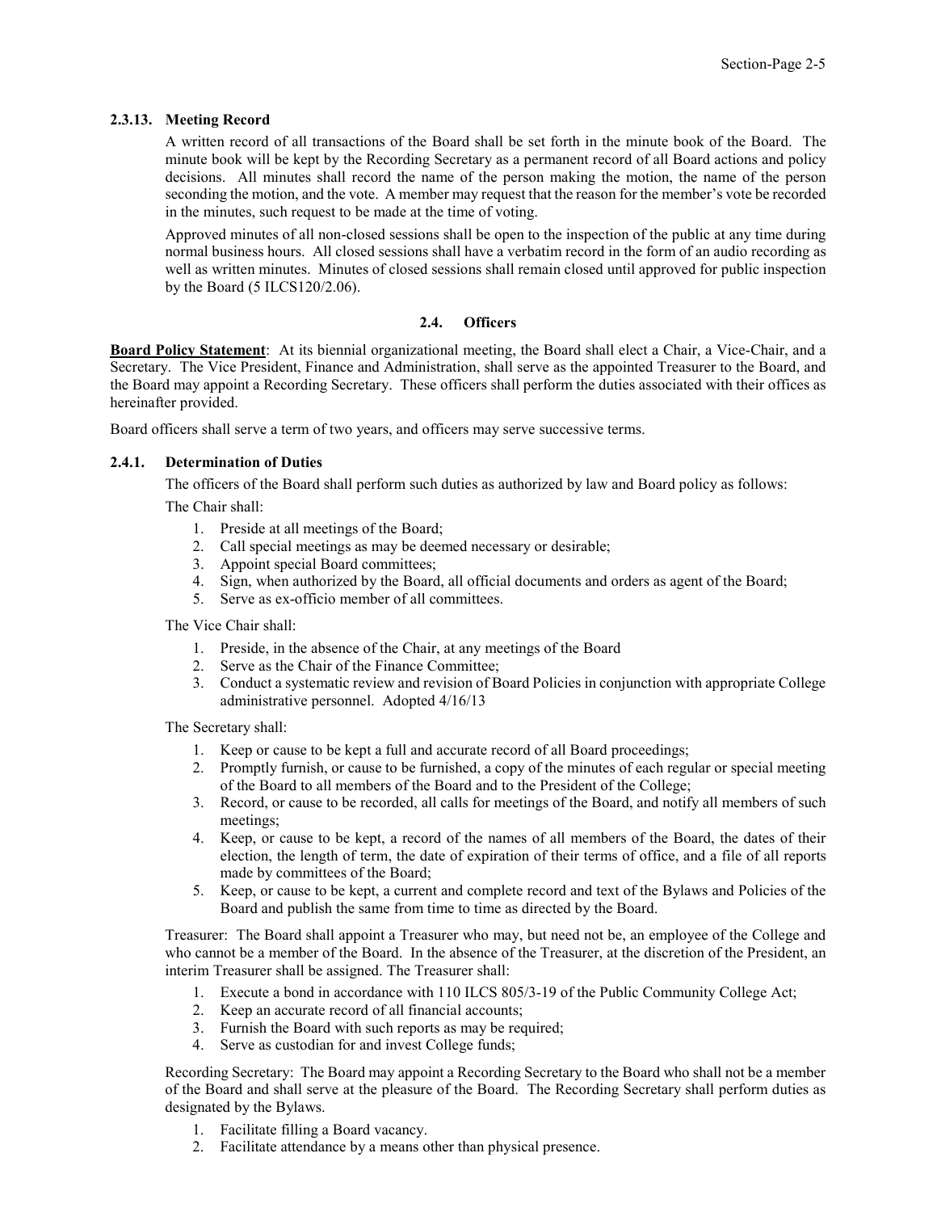### 2.3.13. Meeting Record

A written record of all transactions of the Board shall be set forth in the minute book of the Board. The minute book will be kept by the Recording Secretary as a permanent record of all Board actions and policy decisions. All minutes shall record the name of the person making the motion, the name of the person seconding the motion, and the vote. A member may request that the reason for the member's vote be recorded in the minutes, such request to be made at the time of voting.

Approved minutes of all non-closed sessions shall be open to the inspection of the public at any time during normal business hours. All closed sessions shall have a verbatim record in the form of an audio recording as well as written minutes. Minutes of closed sessions shall remain closed until approved for public inspection by the Board (5 ILCS120/2.06).

## 2.4. Officers

**Board Policy Statement**: At its biennial organizational meeting, the Board shall elect a Chair, a Vice-Chair, and a Secretary. The Vice President, Finance and Administration, shall serve as the appointed Treasurer to the Board, and the Board may appoint a Recording Secretary. These officers shall perform the duties associated with their offices as hereinafter provided.

Board officers shall serve a term of two years, and officers may serve successive terms.

### 2.4.1. Determination of Duties

The officers of the Board shall perform such duties as authorized by law and Board policy as follows:

The Chair shall:

1. Preside at all meetings of the Board;
2. Call special meetings as may be deemed necessary or desirable;
3. Appoint special Board committees;
4. Sign, when authorized by the Board, all official documents and orders as agent of the Board;
5. Serve as ex-officio member of all committees.

The Vice Chair shall:

1. Preside, in the absence of the Chair, at any meetings of the Board
2. Serve as the Chair of the Finance Committee;
3. Conduct a systematic review and revision of Board Policies in conjunction with appropriate College administrative personnel. Adopted 4/16/13

The Secretary shall:

1. Keep or cause to be kept a full and accurate record of all Board proceedings;
2. Promptly furnish, or cause to be furnished, a copy of the minutes of each regular or special meeting of the Board to all members of the Board and to the President of the College;
3. Record, or cause to be recorded, all calls for meetings of the Board, and notify all members of such meetings;
4. Keep, or cause to be kept, a record of the names of all members of the Board, the dates of their election, the length of term, the date of expiration of their terms of office, and a file of all reports made by committees of the Board;
5. Keep, or cause to be kept, a current and complete record and text of the Bylaws and Policies of the Board and publish the same from time to time as directed by the Board.

Treasurer: The Board shall appoint a Treasurer who may, but need not be, an employee of the College and who cannot be a member of the Board. In the absence of the Treasurer, at the discretion of the President, an interim Treasurer shall be assigned. The Treasurer shall:

1. Execute a bond in accordance with 110 ILCS 805/3-19 of the Public Community College Act;
2. Keep an accurate record of all financial accounts;
3. Furnish the Board with such reports as may be required;
4. Serve as custodian for and invest College funds;

Recording Secretary: The Board may appoint a Recording Secretary to the Board who shall not be a member of the Board and shall serve at the pleasure of the Board. The Recording Secretary shall perform duties as designated by the Bylaws.

1. Facilitate filling a Board vacancy.
2. Facilitate attendance by a means other than physical presence.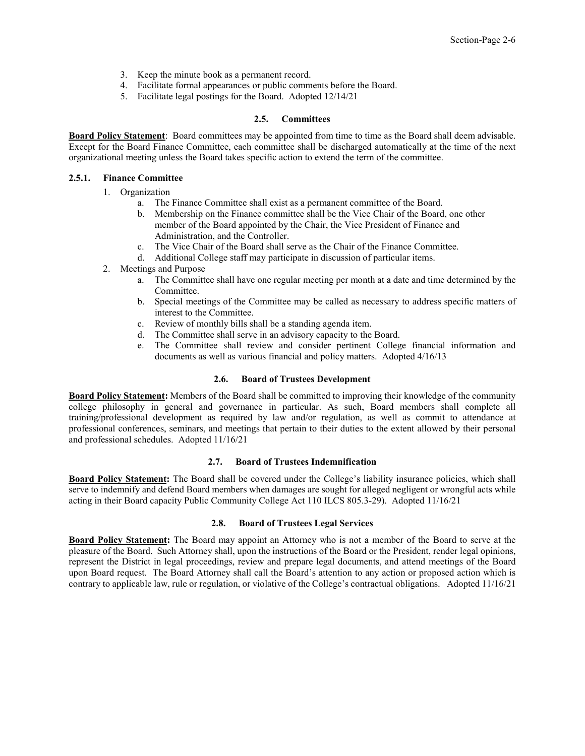3. Keep the minute book as a permanent record.
4. Facilitate formal appearances or public comments before the Board.
5. Facilitate legal postings for the Board. Adopted 12/14/21

### 2.5. Committees

**Board Policy Statement**: Board committees may be appointed from time to time as the Board shall deem advisable. Except for the Board Finance Committee, each committee shall be discharged automatically at the time of the next organizational meeting unless the Board takes specific action to extend the term of the committee.

#### 2.5.1. Finance Committee

1. Organization
   a. The Finance Committee shall exist as a permanent committee of the Board.
   b. Membership on the Finance committee shall be the Vice Chair of the Board, one other member of the Board appointed by the Chair, the Vice President of Finance and Administration, and the Controller.
   c. The Vice Chair of the Board shall serve as the Chair of the Finance Committee.
   d. Additional College staff may participate in discussion of particular items.
2. Meetings and Purpose
   a. The Committee shall have one regular meeting per month at a date and time determined by the Committee.
   b. Special meetings of the Committee may be called as necessary to address specific matters of interest to the Committee.
   c. Review of monthly bills shall be a standing agenda item.
   d. The Committee shall serve in an advisory capacity to the Board.
   e. The Committee shall review and consider pertinent College financial information and documents as well as various financial and policy matters. Adopted 4/16/13

### 2.6. Board of Trustees Development

**Board Policy Statement:** Members of the Board shall be committed to improving their knowledge of the community college philosophy in general and governance in particular. As such, Board members shall complete all training/professional development as required by law and/or regulation, as well as commit to attendance at professional conferences, seminars, and meetings that pertain to their duties to the extent allowed by their personal and professional schedules. Adopted 11/16/21

### 2.7. Board of Trustees Indemnification

**Board Policy Statement:** The Board shall be covered under the College's liability insurance policies, which shall serve to indemnify and defend Board members when damages are sought for alleged negligent or wrongful acts while acting in their Board capacity Public Community College Act 110 ILCS 805.3-29). Adopted 11/16/21

### 2.8. Board of Trustees Legal Services

**Board Policy Statement:** The Board may appoint an Attorney who is not a member of the Board to serve at the pleasure of the Board. Such Attorney shall, upon the instructions of the Board or the President, render legal opinions, represent the District in legal proceedings, review and prepare legal documents, and attend meetings of the Board upon Board request. The Board Attorney shall call the Board's attention to any action or proposed action which is contrary to applicable law, rule or regulation, or violative of the College's contractual obligations. Adopted 11/16/21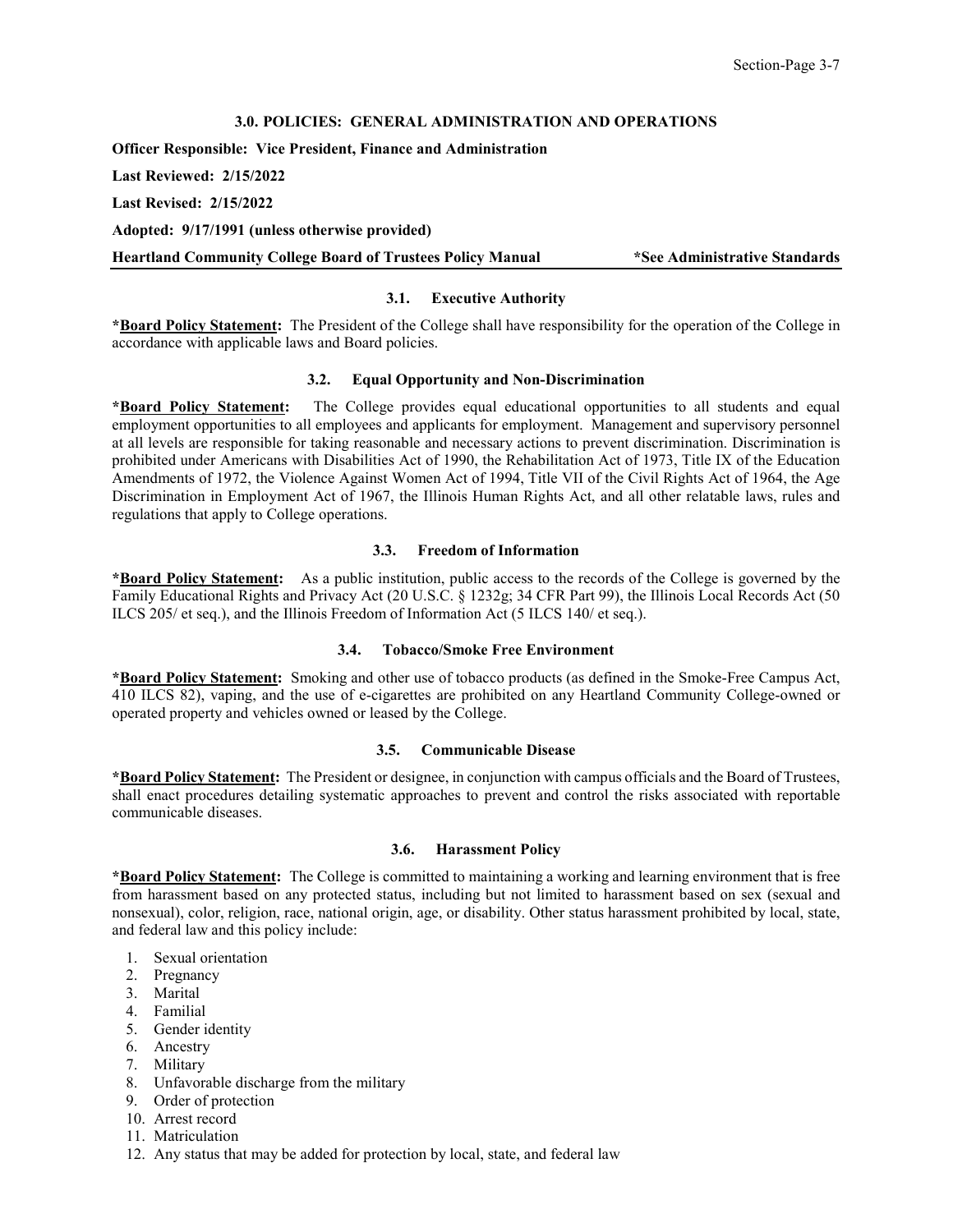## 3.0. POLICIES: GENERAL ADMINISTRATION AND OPERATIONS

**Officer Responsible: Vice President, Finance and Administration**

**Last Reviewed: 2/15/2022**

**Last Revised: 2/15/2022**

**Adopted: 9/17/1991 (unless otherwise provided)**

**Heartland Community College Board of Trustees Policy Manual** **\*See Administrative Standards**

### 3.1. Executive Authority

***Board Policy Statement:** The President of the College shall have responsibility for the operation of the College in accordance with applicable laws and Board policies.

### 3.2. Equal Opportunity and Non-Discrimination

***Board Policy Statement:** The College provides equal educational opportunities to all students and equal employment opportunities to all employees and applicants for employment. Management and supervisory personnel at all levels are responsible for taking reasonable and necessary actions to prevent discrimination. Discrimination is prohibited under Americans with Disabilities Act of 1990, the Rehabilitation Act of 1973, Title IX of the Education Amendments of 1972, the Violence Against Women Act of 1994, Title VII of the Civil Rights Act of 1964, the Age Discrimination in Employment Act of 1967, the Illinois Human Rights Act, and all other relatable laws, rules and regulations that apply to College operations.

### 3.3. Freedom of Information

***Board Policy Statement:** As a public institution, public access to the records of the College is governed by the Family Educational Rights and Privacy Act (20 U.S.C. § 1232g; 34 CFR Part 99), the Illinois Local Records Act (50 ILCS 205/ et seq.), and the Illinois Freedom of Information Act (5 ILCS 140/ et seq.).

### 3.4. Tobacco/Smoke Free Environment

***Board Policy Statement:** Smoking and other use of tobacco products (as defined in the Smoke-Free Campus Act, 410 ILCS 82), vaping, and the use of e-cigarettes are prohibited on any Heartland Community College-owned or operated property and vehicles owned or leased by the College.

### 3.5. Communicable Disease

***Board Policy Statement:** The President or designee, in conjunction with campus officials and the Board of Trustees, shall enact procedures detailing systematic approaches to prevent and control the risks associated with reportable communicable diseases.

### 3.6. Harassment Policy

***Board Policy Statement:** The College is committed to maintaining a working and learning environment that is free from harassment based on any protected status, including but not limited to harassment based on sex (sexual and nonsexual), color, religion, race, national origin, age, or disability. Other status harassment prohibited by local, state, and federal law and this policy include:

1. Sexual orientation
2. Pregnancy
3. Marital
4. Familial
5. Gender identity
6. Ancestry
7. Military
8. Unfavorable discharge from the military
9. Order of protection
10. Arrest record
11. Matriculation
12. Any status that may be added for protection by local, state, and federal law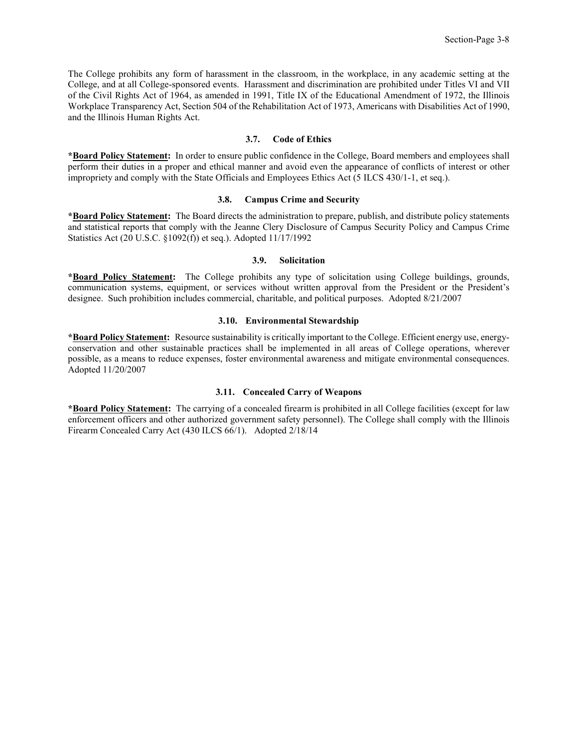The College prohibits any form of harassment in the classroom, in the workplace, in any academic setting at the College, and at all College-sponsored events. Harassment and discrimination are prohibited under Titles VI and VII of the Civil Rights Act of 1964, as amended in 1991, Title IX of the Educational Amendment of 1972, the Illinois Workplace Transparency Act, Section 504 of the Rehabilitation Act of 1973, Americans with Disabilities Act of 1990, and the Illinois Human Rights Act.

### 3.7. Code of Ethics

***Board Policy Statement:** In order to ensure public confidence in the College, Board members and employees shall perform their duties in a proper and ethical manner and avoid even the appearance of conflicts of interest or other impropriety and comply with the State Officials and Employees Ethics Act (5 ILCS 430/1-1, et seq.).

### 3.8. Campus Crime and Security

***Board Policy Statement:** The Board directs the administration to prepare, publish, and distribute policy statements and statistical reports that comply with the Jeanne Clery Disclosure of Campus Security Policy and Campus Crime Statistics Act (20 U.S.C. §1092(f)) et seq.). Adopted 11/17/1992

### 3.9. Solicitation

***Board Policy Statement:** The College prohibits any type of solicitation using College buildings, grounds, communication systems, equipment, or services without written approval from the President or the President's designee. Such prohibition includes commercial, charitable, and political purposes. Adopted 8/21/2007

### 3.10. Environmental Stewardship

***Board Policy Statement:** Resource sustainability is critically important to the College. Efficient energy use, energy-conservation and other sustainable practices shall be implemented in all areas of College operations, wherever possible, as a means to reduce expenses, foster environmental awareness and mitigate environmental consequences. Adopted 11/20/2007

### 3.11. Concealed Carry of Weapons

***Board Policy Statement:** The carrying of a concealed firearm is prohibited in all College facilities (except for law enforcement officers and other authorized government safety personnel). The College shall comply with the Illinois Firearm Concealed Carry Act (430 ILCS 66/1). Adopted 2/18/14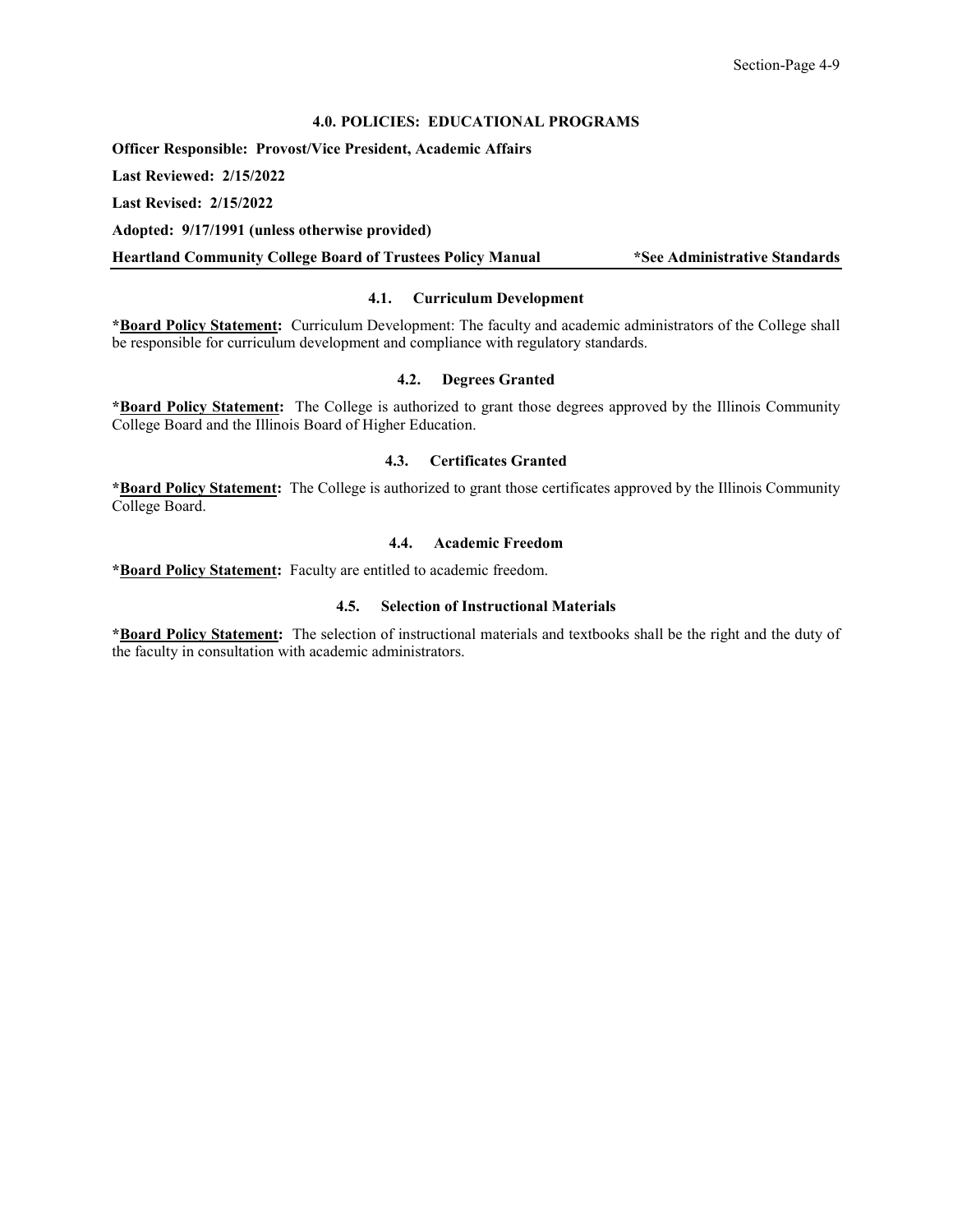## 4.0. POLICIES: EDUCATIONAL PROGRAMS

**Officer Responsible: Provost/Vice President, Academic Affairs**

**Last Reviewed: 2/15/2022**

**Last Revised: 2/15/2022**

**Adopted: 9/17/1991 (unless otherwise provided)**

**Heartland Community College Board of Trustees Policy Manual** **\*See Administrative Standards**

### 4.1. Curriculum Development

***Board Policy Statement:** Curriculum Development: The faculty and academic administrators of the College shall be responsible for curriculum development and compliance with regulatory standards.

### 4.2. Degrees Granted

***Board Policy Statement:** The College is authorized to grant those degrees approved by the Illinois Community College Board and the Illinois Board of Higher Education.

### 4.3. Certificates Granted

***Board Policy Statement:** The College is authorized to grant those certificates approved by the Illinois Community College Board.

### 4.4. Academic Freedom

***Board Policy Statement:** Faculty are entitled to academic freedom.

### 4.5. Selection of Instructional Materials

***Board Policy Statement:** The selection of instructional materials and textbooks shall be the right and the duty of the faculty in consultation with academic administrators.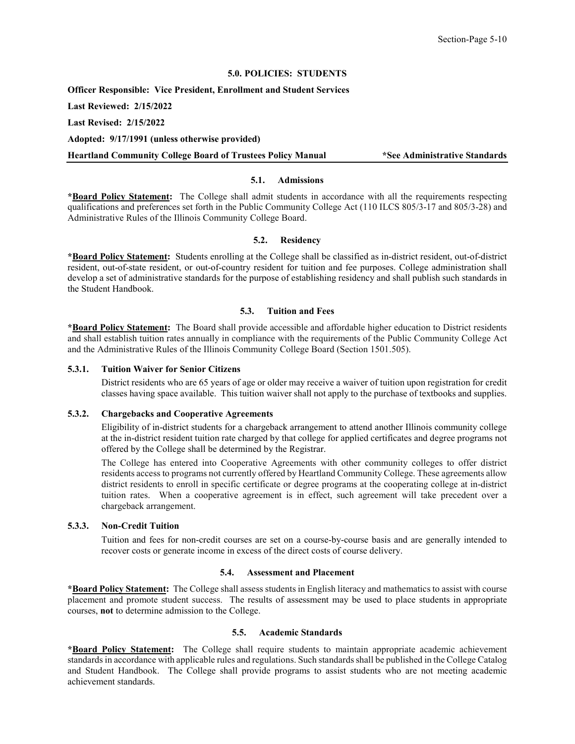## 5.0. POLICIES: STUDENTS

**Officer Responsible: Vice President, Enrollment and Student Services**

**Last Reviewed: 2/15/2022**

**Last Revised: 2/15/2022**

**Adopted: 9/17/1991 (unless otherwise provided)**

**Heartland Community College Board of Trustees Policy Manual** **\*See Administrative Standards**

### 5.1. Admissions

**\*Board Policy Statement:** The College shall admit students in accordance with all the requirements respecting qualifications and preferences set forth in the Public Community College Act (110 ILCS 805/3-17 and 805/3-28) and Administrative Rules of the Illinois Community College Board.

### 5.2. Residency

**\*Board Policy Statement:** Students enrolling at the College shall be classified as in-district resident, out-of-district resident, out-of-state resident, or out-of-country resident for tuition and fee purposes. College administration shall develop a set of administrative standards for the purpose of establishing residency and shall publish such standards in the Student Handbook.

### 5.3. Tuition and Fees

**\*Board Policy Statement:** The Board shall provide accessible and affordable higher education to District residents and shall establish tuition rates annually in compliance with the requirements of the Public Community College Act and the Administrative Rules of the Illinois Community College Board (Section 1501.505).

#### 5.3.1. Tuition Waiver for Senior Citizens

District residents who are 65 years of age or older may receive a waiver of tuition upon registration for credit classes having space available. This tuition waiver shall not apply to the purchase of textbooks and supplies.

#### 5.3.2. Chargebacks and Cooperative Agreements

Eligibility of in-district students for a chargeback arrangement to attend another Illinois community college at the in-district resident tuition rate charged by that college for applied certificates and degree programs not offered by the College shall be determined by the Registrar.

The College has entered into Cooperative Agreements with other community colleges to offer district residents access to programs not currently offered by Heartland Community College. These agreements allow district residents to enroll in specific certificate or degree programs at the cooperating college at in-district tuition rates. When a cooperative agreement is in effect, such agreement will take precedent over a chargeback arrangement.

#### 5.3.3. Non-Credit Tuition

Tuition and fees for non-credit courses are set on a course-by-course basis and are generally intended to recover costs or generate income in excess of the direct costs of course delivery.

### 5.4. Assessment and Placement

**\*Board Policy Statement:** The College shall assess students in English literacy and mathematics to assist with course placement and promote student success. The results of assessment may be used to place students in appropriate courses, **not** to determine admission to the College.

### 5.5. Academic Standards

**\*Board Policy Statement:** The College shall require students to maintain appropriate academic achievement standards in accordance with applicable rules and regulations. Such standards shall be published in the College Catalog and Student Handbook. The College shall provide programs to assist students who are not meeting academic achievement standards.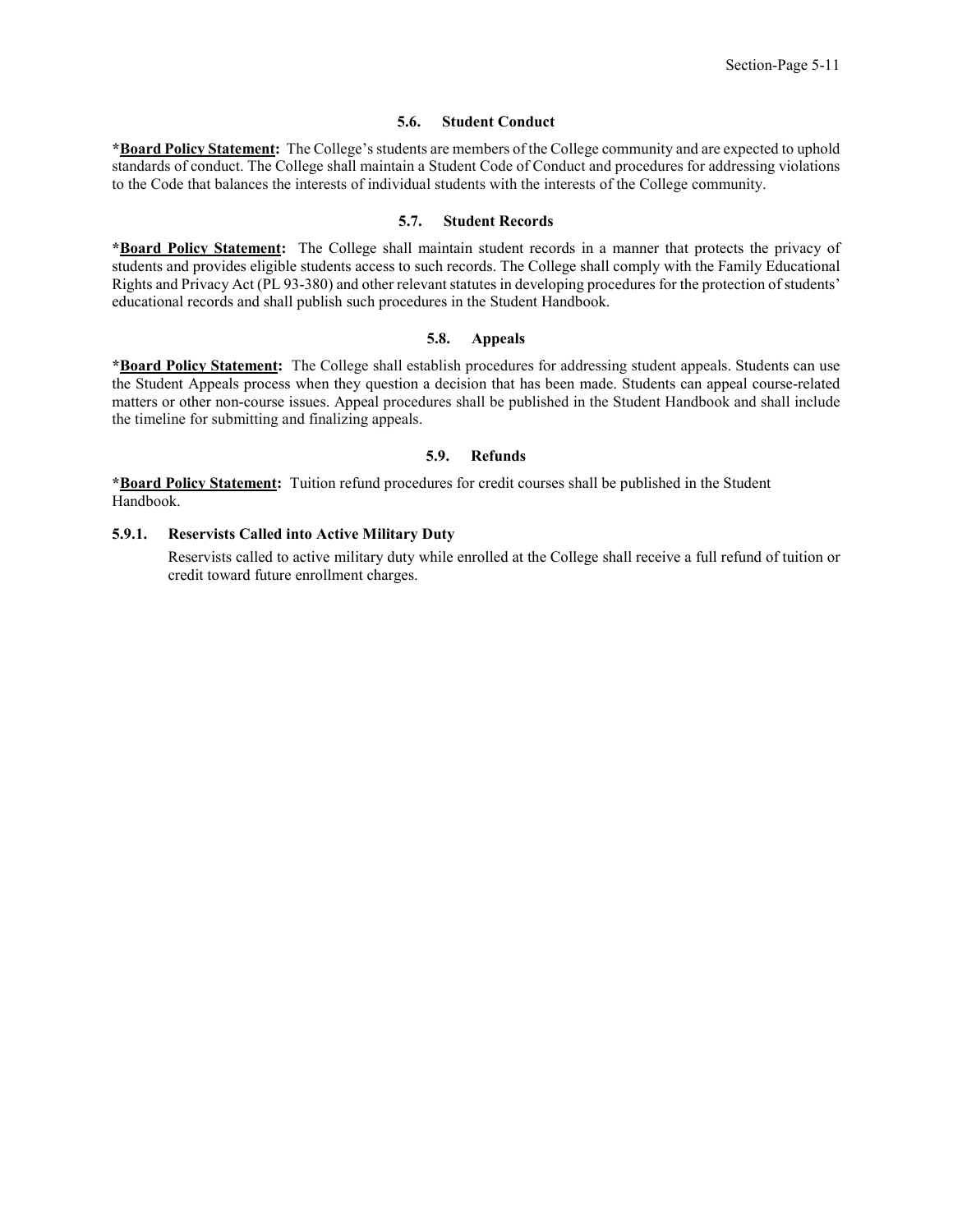## 5.6. Student Conduct

***Board Policy Statement:** The College's students are members of the College community and are expected to uphold standards of conduct. The College shall maintain a Student Code of Conduct and procedures for addressing violations to the Code that balances the interests of individual students with the interests of the College community.

## 5.7. Student Records

***Board Policy Statement:** The College shall maintain student records in a manner that protects the privacy of students and provides eligible students access to such records. The College shall comply with the Family Educational Rights and Privacy Act (PL 93-380) and other relevant statutes in developing procedures for the protection of students' educational records and shall publish such procedures in the Student Handbook.

## 5.8. Appeals

***Board Policy Statement:** The College shall establish procedures for addressing student appeals. Students can use the Student Appeals process when they question a decision that has been made. Students can appeal course-related matters or other non-course issues. Appeal procedures shall be published in the Student Handbook and shall include the timeline for submitting and finalizing appeals.

## 5.9. Refunds

***Board Policy Statement:** Tuition refund procedures for credit courses shall be published in the Student Handbook.

### 5.9.1. Reservists Called into Active Military Duty

Reservists called to active military duty while enrolled at the College shall receive a full refund of tuition or credit toward future enrollment charges.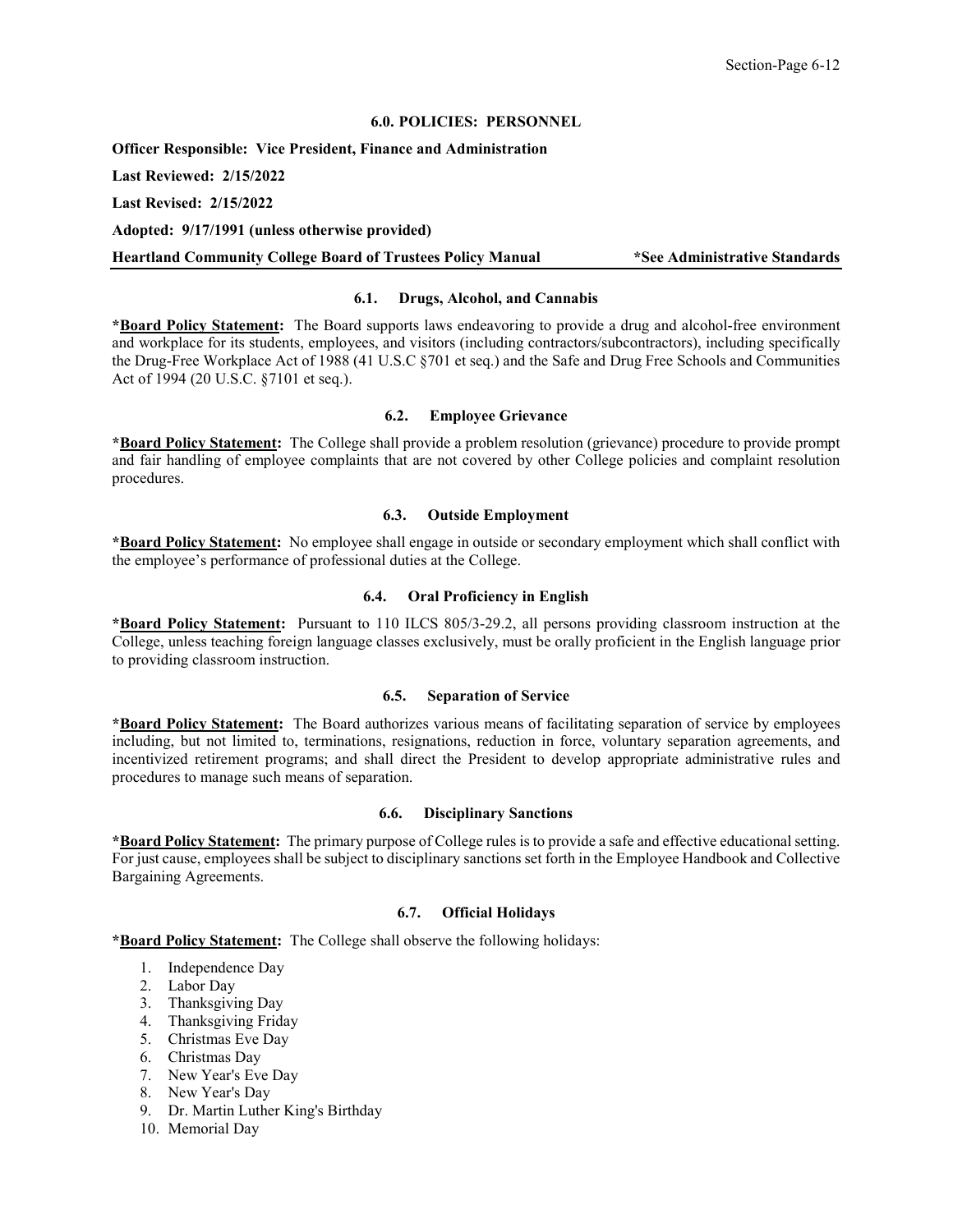## 6.0. POLICIES: PERSONNEL

**Officer Responsible: Vice President, Finance and Administration**

**Last Reviewed: 2/15/2022**

**Last Revised: 2/15/2022**

**Adopted: 9/17/1991 (unless otherwise provided)**

**Heartland Community College Board of Trustees Policy Manual** **\*See Administrative Standards**

### 6.1. Drugs, Alcohol, and Cannabis

**\*Board Policy Statement:** The Board supports laws endeavoring to provide a drug and alcohol-free environment and workplace for its students, employees, and visitors (including contractors/subcontractors), including specifically the Drug-Free Workplace Act of 1988 (41 U.S.C §701 et seq.) and the Safe and Drug Free Schools and Communities Act of 1994 (20 U.S.C. §7101 et seq.).

### 6.2. Employee Grievance

**\*Board Policy Statement:** The College shall provide a problem resolution (grievance) procedure to provide prompt and fair handling of employee complaints that are not covered by other College policies and complaint resolution procedures.

### 6.3. Outside Employment

**\*Board Policy Statement:** No employee shall engage in outside or secondary employment which shall conflict with the employee's performance of professional duties at the College.

### 6.4. Oral Proficiency in English

**\*Board Policy Statement:** Pursuant to 110 ILCS 805/3-29.2, all persons providing classroom instruction at the College, unless teaching foreign language classes exclusively, must be orally proficient in the English language prior to providing classroom instruction.

### 6.5. Separation of Service

**\*Board Policy Statement:** The Board authorizes various means of facilitating separation of service by employees including, but not limited to, terminations, resignations, reduction in force, voluntary separation agreements, and incentivized retirement programs; and shall direct the President to develop appropriate administrative rules and procedures to manage such means of separation.

### 6.6. Disciplinary Sanctions

**\*Board Policy Statement:** The primary purpose of College rules is to provide a safe and effective educational setting. For just cause, employees shall be subject to disciplinary sanctions set forth in the Employee Handbook and Collective Bargaining Agreements.

### 6.7. Official Holidays

**\*Board Policy Statement:** The College shall observe the following holidays:

1. Independence Day
2. Labor Day
3. Thanksgiving Day
4. Thanksgiving Friday
5. Christmas Eve Day
6. Christmas Day
7. New Year's Eve Day
8. New Year's Day
9. Dr. Martin Luther King's Birthday
10. Memorial Day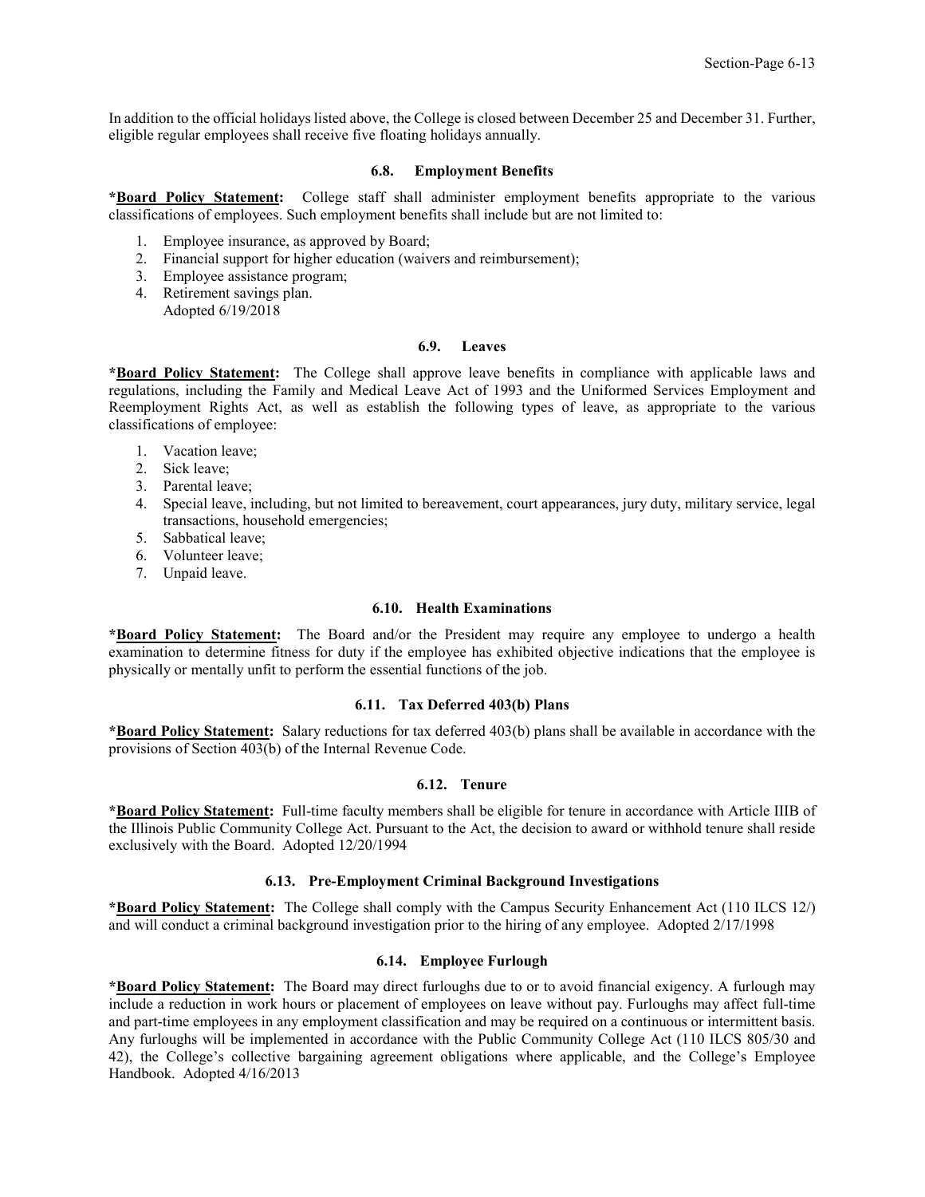In addition to the official holidays listed above, the College is closed between December 25 and December 31. Further, eligible regular employees shall receive five floating holidays annually.

### 6.8. Employment Benefits

***Board Policy Statement:** College staff shall administer employment benefits appropriate to the various classifications of employees. Such employment benefits shall include but are not limited to:

1. Employee insurance, as approved by Board;
2. Financial support for higher education (waivers and reimbursement);
3. Employee assistance program;
4. Retirement savings plan.
   Adopted 6/19/2018

### 6.9. Leaves

***Board Policy Statement:** The College shall approve leave benefits in compliance with applicable laws and regulations, including the Family and Medical Leave Act of 1993 and the Uniformed Services Employment and Reemployment Rights Act, as well as establish the following types of leave, as appropriate to the various classifications of employee:

1. Vacation leave;
2. Sick leave;
3. Parental leave;
4. Special leave, including, but not limited to bereavement, court appearances, jury duty, military service, legal transactions, household emergencies;
5. Sabbatical leave;
6. Volunteer leave;
7. Unpaid leave.

### 6.10. Health Examinations

***Board Policy Statement:** The Board and/or the President may require any employee to undergo a health examination to determine fitness for duty if the employee has exhibited objective indications that the employee is physically or mentally unfit to perform the essential functions of the job.

### 6.11. Tax Deferred 403(b) Plans

***Board Policy Statement:** Salary reductions for tax deferred 403(b) plans shall be available in accordance with the provisions of Section 403(b) of the Internal Revenue Code.

### 6.12. Tenure

***Board Policy Statement:** Full-time faculty members shall be eligible for tenure in accordance with Article IIIB of the Illinois Public Community College Act. Pursuant to the Act, the decision to award or withhold tenure shall reside exclusively with the Board. Adopted 12/20/1994

### 6.13. Pre-Employment Criminal Background Investigations

***Board Policy Statement:** The College shall comply with the Campus Security Enhancement Act (110 ILCS 12/) and will conduct a criminal background investigation prior to the hiring of any employee. Adopted 2/17/1998

### 6.14. Employee Furlough

***Board Policy Statement:** The Board may direct furloughs due to or to avoid financial exigency. A furlough may include a reduction in work hours or placement of employees on leave without pay. Furloughs may affect full-time and part-time employees in any employment classification and may be required on a continuous or intermittent basis. Any furloughs will be implemented in accordance with the Public Community College Act (110 ILCS 805/30 and 42), the College's collective bargaining agreement obligations where applicable, and the College's Employee Handbook. Adopted 4/16/2013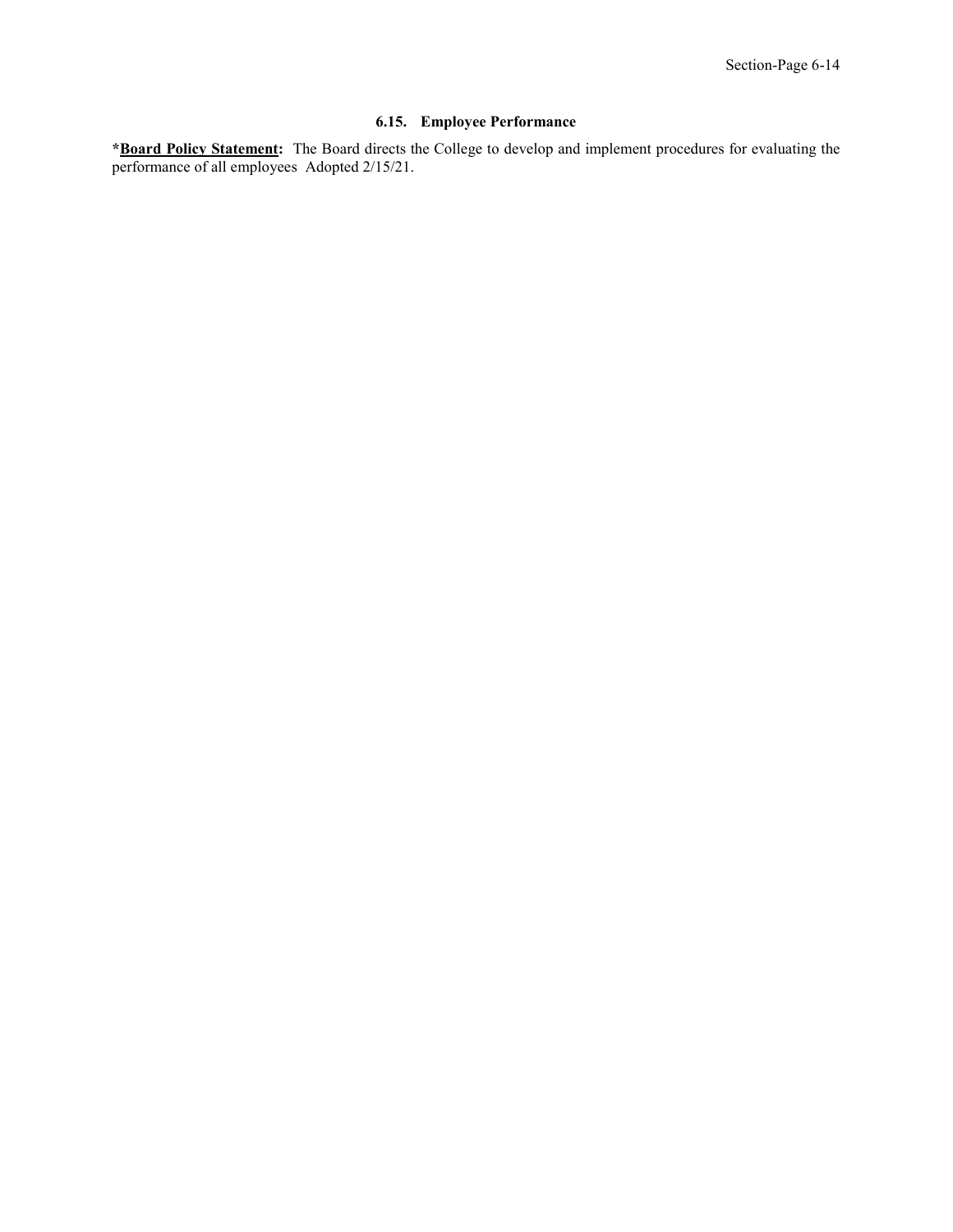### 6.15. Employee Performance

***Board Policy Statement:** The Board directs the College to develop and implement procedures for evaluating the performance of all employees Adopted 2/15/21.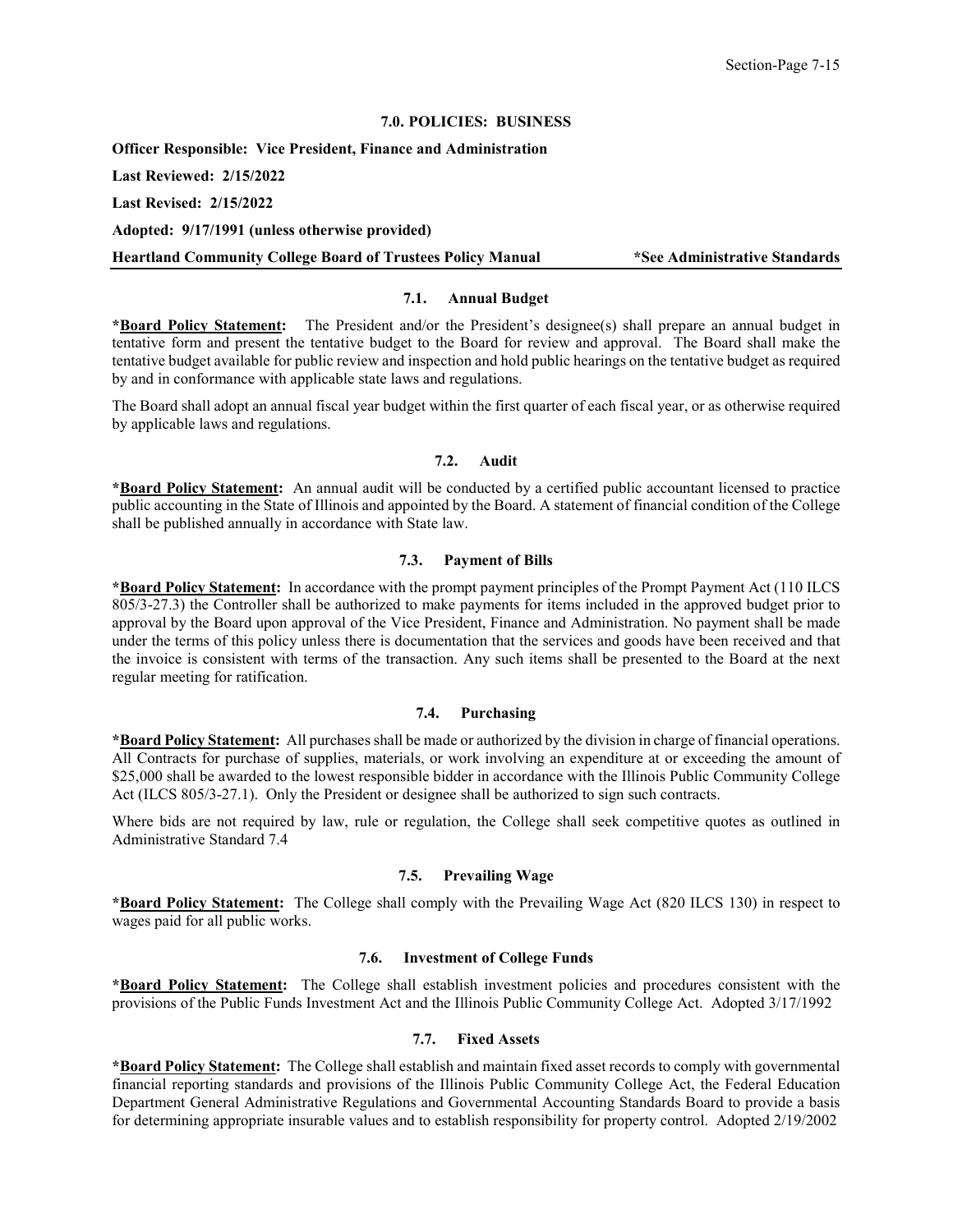### 7.0. POLICIES: BUSINESS

**Officer Responsible: Vice President, Finance and Administration**

**Last Reviewed: 2/15/2022**

**Last Revised: 2/15/2022**

**Adopted: 9/17/1991 (unless otherwise provided)**

**Heartland Community College Board of Trustees Policy Manual** **\*See Administrative Standards**

#### 7.1. Annual Budget

**\*Board Policy Statement:** The President and/or the President's designee(s) shall prepare an annual budget in tentative form and present the tentative budget to the Board for review and approval. The Board shall make the tentative budget available for public review and inspection and hold public hearings on the tentative budget as required by and in conformance with applicable state laws and regulations.

The Board shall adopt an annual fiscal year budget within the first quarter of each fiscal year, or as otherwise required by applicable laws and regulations.

#### 7.2. Audit

**\*Board Policy Statement:** An annual audit will be conducted by a certified public accountant licensed to practice public accounting in the State of Illinois and appointed by the Board. A statement of financial condition of the College shall be published annually in accordance with State law.

#### 7.3. Payment of Bills

**\*Board Policy Statement:** In accordance with the prompt payment principles of the Prompt Payment Act (110 ILCS 805/3-27.3) the Controller shall be authorized to make payments for items included in the approved budget prior to approval by the Board upon approval of the Vice President, Finance and Administration. No payment shall be made under the terms of this policy unless there is documentation that the services and goods have been received and that the invoice is consistent with terms of the transaction. Any such items shall be presented to the Board at the next regular meeting for ratification.

#### 7.4. Purchasing

**\*Board Policy Statement:** All purchases shall be made or authorized by the division in charge of financial operations. All Contracts for purchase of supplies, materials, or work involving an expenditure at or exceeding the amount of $25,000 shall be awarded to the lowest responsible bidder in accordance with the Illinois Public Community College Act (ILCS 805/3-27.1). Only the President or designee shall be authorized to sign such contracts.

Where bids are not required by law, rule or regulation, the College shall seek competitive quotes as outlined in Administrative Standard 7.4

#### 7.5. Prevailing Wage

**\*Board Policy Statement:** The College shall comply with the Prevailing Wage Act (820 ILCS 130) in respect to wages paid for all public works.

#### 7.6. Investment of College Funds

**\*Board Policy Statement:** The College shall establish investment policies and procedures consistent with the provisions of the Public Funds Investment Act and the Illinois Public Community College Act. Adopted 3/17/1992

#### 7.7. Fixed Assets

**\*Board Policy Statement:** The College shall establish and maintain fixed asset records to comply with governmental financial reporting standards and provisions of the Illinois Public Community College Act, the Federal Education Department General Administrative Regulations and Governmental Accounting Standards Board to provide a basis for determining appropriate insurable values and to establish responsibility for property control. Adopted 2/19/2002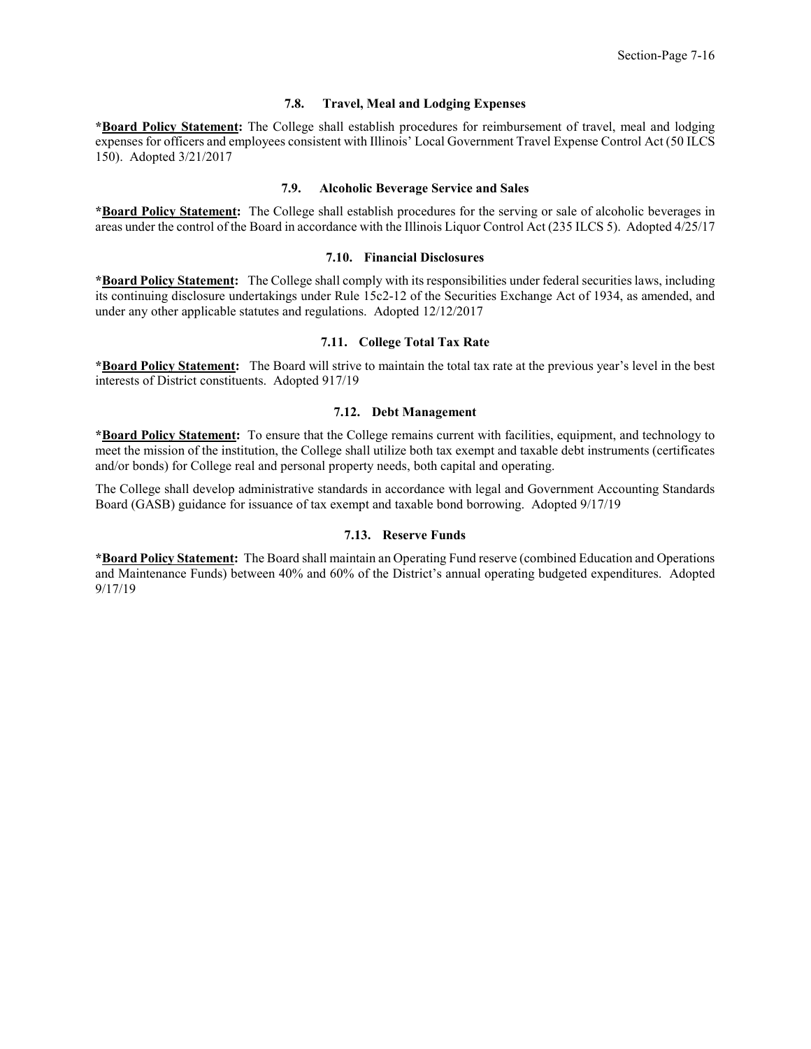### 7.8. Travel, Meal and Lodging Expenses

***Board Policy Statement:** The College shall establish procedures for reimbursement of travel, meal and lodging expenses for officers and employees consistent with Illinois' Local Government Travel Expense Control Act (50 ILCS 150). Adopted 3/21/2017

### 7.9. Alcoholic Beverage Service and Sales

***Board Policy Statement:** The College shall establish procedures for the serving or sale of alcoholic beverages in areas under the control of the Board in accordance with the Illinois Liquor Control Act (235 ILCS 5). Adopted 4/25/17

### 7.10. Financial Disclosures

***Board Policy Statement:** The College shall comply with its responsibilities under federal securities laws, including its continuing disclosure undertakings under Rule 15c2-12 of the Securities Exchange Act of 1934, as amended, and under any other applicable statutes and regulations. Adopted 12/12/2017

### 7.11. College Total Tax Rate

***Board Policy Statement:** The Board will strive to maintain the total tax rate at the previous year's level in the best interests of District constituents. Adopted 917/19

### 7.12. Debt Management

***Board Policy Statement:** To ensure that the College remains current with facilities, equipment, and technology to meet the mission of the institution, the College shall utilize both tax exempt and taxable debt instruments (certificates and/or bonds) for College real and personal property needs, both capital and operating.

The College shall develop administrative standards in accordance with legal and Government Accounting Standards Board (GASB) guidance for issuance of tax exempt and taxable bond borrowing. Adopted 9/17/19

### 7.13. Reserve Funds

***Board Policy Statement:** The Board shall maintain an Operating Fund reserve (combined Education and Operations and Maintenance Funds) between 40% and 60% of the District's annual operating budgeted expenditures. Adopted 9/17/19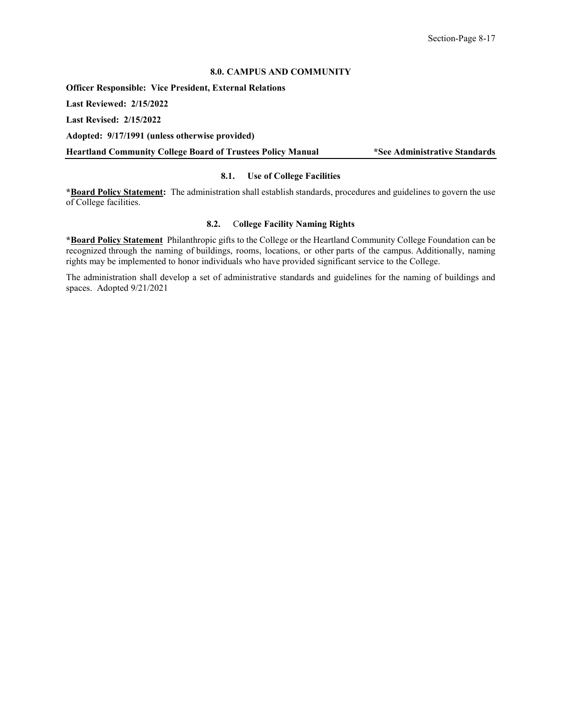## 8.0. CAMPUS AND COMMUNITY

**Officer Responsible: Vice President, External Relations**

**Last Reviewed: 2/15/2022**

**Last Revised: 2/15/2022**

**Adopted: 9/17/1991 (unless otherwise provided)**

**Heartland Community College Board of Trustees Policy Manual** **\*See Administrative Standards**

### 8.1. Use of College Facilities

**\*Board Policy Statement:** The administration shall establish standards, procedures and guidelines to govern the use of College facilities.

### 8.2. College Facility Naming Rights

**\*Board Policy Statement** Philanthropic gifts to the College or the Heartland Community College Foundation can be recognized through the naming of buildings, rooms, locations, or other parts of the campus. Additionally, naming rights may be implemented to honor individuals who have provided significant service to the College.

The administration shall develop a set of administrative standards and guidelines for the naming of buildings and spaces. Adopted 9/21/2021